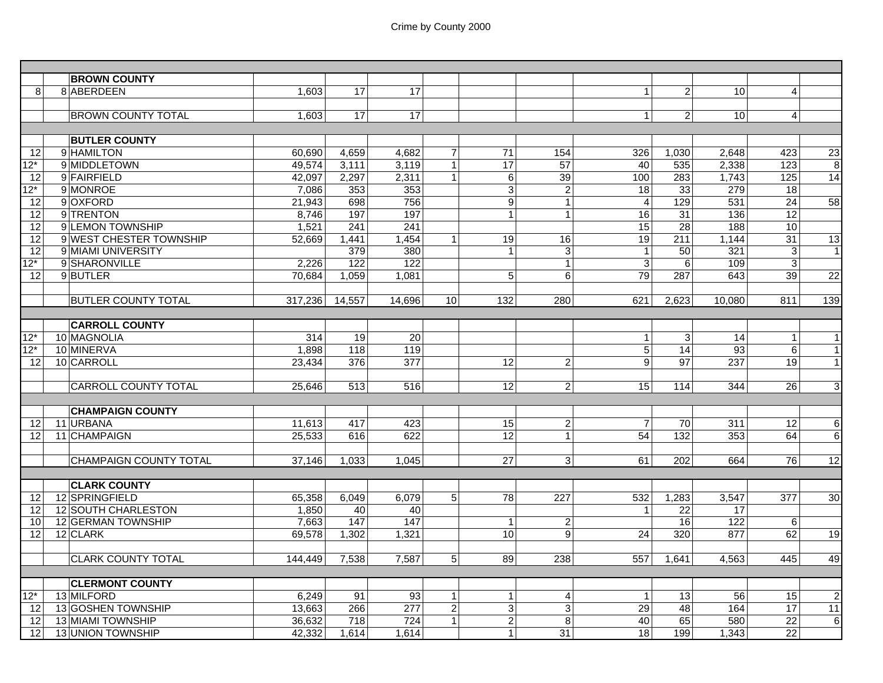| | | | | | | | | | | | | | |
|---|---|---|---|---|---|---|---|---|---|---|---|---|---|
| | | **BROWN COUNTY** | | | | | | | | | | | |
| 8 | 8 | ABERDEEN | 1,603 | 17 | 17 | | | | 1 | 2 | 10 | 4 | |
| | | BROWN COUNTY TOTAL | 1,603 | 17 | 17 | | | | 1 | 2 | 10 | 4 | |
| | | **BUTLER COUNTY** | | | | | | | | | | | |
| 12 | 9 | HAMILTON | 60,690 | 4,659 | 4,682 | 7 | 71 | 154 | 326 | 1,030 | 2,648 | 423 | 23 |
| 12* | 9 | MIDDLETOWN | 49,574 | 3,111 | 3,119 | 1 | 17 | 57 | 40 | 535 | 2,338 | 123 | 8 |
| 12 | 9 | FAIRFIELD | 42,097 | 2,297 | 2,311 | 1 | 6 | 39 | 100 | 283 | 1,743 | 125 | 14 |
| 12* | 9 | MONROE | 7,086 | 353 | 353 | | 3 | 2 | 18 | 33 | 279 | 18 | |
| 12 | 9 | OXFORD | 21,943 | 698 | 756 | | 9 | 1 | 4 | 129 | 531 | 24 | 58 |
| 12 | 9 | TRENTON | 8,746 | 197 | 197 | | 1 | 1 | 16 | 31 | 136 | 12 | |
| 12 | 9 | LEMON TOWNSHIP | 1,521 | 241 | 241 | | | | 15 | 28 | 188 | 10 | |
| 12 | 9 | WEST CHESTER TOWNSHIP | 52,669 | 1,441 | 1,454 | 1 | 19 | 16 | 19 | 211 | 1,144 | 31 | 13 |
| 12 | 9 | MIAMI UNIVERSITY | | 379 | 380 | | 1 | 3 | 1 | 50 | 321 | 3 | 1 |
| 12* | 9 | SHARONVILLE | 2,226 | 122 | 122 | | | 1 | 3 | 6 | 109 | 3 | |
| 12 | 9 | BUTLER | 70,684 | 1,059 | 1,081 | | 5 | 6 | 79 | 287 | 643 | 39 | 22 |
| | | BUTLER COUNTY TOTAL | 317,236 | 14,557 | 14,696 | 10 | 132 | 280 | 621 | 2,623 | 10,080 | 811 | 139 |
| | | **CARROLL COUNTY** | | | | | | | | | | | |
| 12* | 10 | MAGNOLIA | 314 | 19 | 20 | | | | 1 | 3 | 14 | 1 | 1 |
| 12* | 10 | MINERVA | 1,898 | 118 | 119 | | | | 5 | 14 | 93 | 6 | 1 |
| 12 | 10 | CARROLL | 23,434 | 376 | 377 | | 12 | 2 | 9 | 97 | 237 | 19 | 1 |
| | | CARROLL COUNTY TOTAL | 25,646 | 513 | 516 | | 12 | 2 | 15 | 114 | 344 | 26 | 3 |
| | | **CHAMPAIGN COUNTY** | | | | | | | | | | | |
| 12 | 11 | URBANA | 11,613 | 417 | 423 | | 15 | 2 | 7 | 70 | 311 | 12 | 6 |
| 12 | 11 | CHAMPAIGN | 25,533 | 616 | 622 | | 12 | 1 | 54 | 132 | 353 | 64 | 6 |
| | | CHAMPAIGN COUNTY TOTAL | 37,146 | 1,033 | 1,045 | | 27 | 3 | 61 | 202 | 664 | 76 | 12 |
| | | **CLARK COUNTY** | | | | | | | | | | | |
| 12 | 12 | SPRINGFIELD | 65,358 | 6,049 | 6,079 | 5 | 78 | 227 | 532 | 1,283 | 3,547 | 377 | 30 |
| 12 | 12 | SOUTH CHARLESTON | 1,850 | 40 | 40 | | | | 1 | 22 | 17 | | |
| 10 | 12 | GERMAN TOWNSHIP | 7,663 | 147 | 147 | | 1 | 2 | | 16 | 122 | 6 | |
| 12 | 12 | CLARK | 69,578 | 1,302 | 1,321 | | 10 | 9 | 24 | 320 | 877 | 62 | 19 |
| | | CLARK COUNTY TOTAL | 144,449 | 7,538 | 7,587 | 5 | 89 | 238 | 557 | 1,641 | 4,563 | 445 | 49 |
| | | **CLERMONT COUNTY** | | | | | | | | | | | |
| 12* | 13 | MILFORD | 6,249 | 91 | 93 | 1 | 1 | 4 | 1 | 13 | 56 | 15 | 2 |
| 12 | 13 | GOSHEN TOWNSHIP | 13,663 | 266 | 277 | 2 | 3 | 3 | 29 | 48 | 164 | 17 | 11 |
| 12 | 13 | MIAMI TOWNSHIP | 36,632 | 718 | 724 | 1 | 2 | 8 | 40 | 65 | 580 | 22 | 6 |
| 12 | 13 | UNION TOWNSHIP | 42,332 | 1,614 | 1,614 | | 1 | 31 | 18 | 199 | 1,343 | 22 | |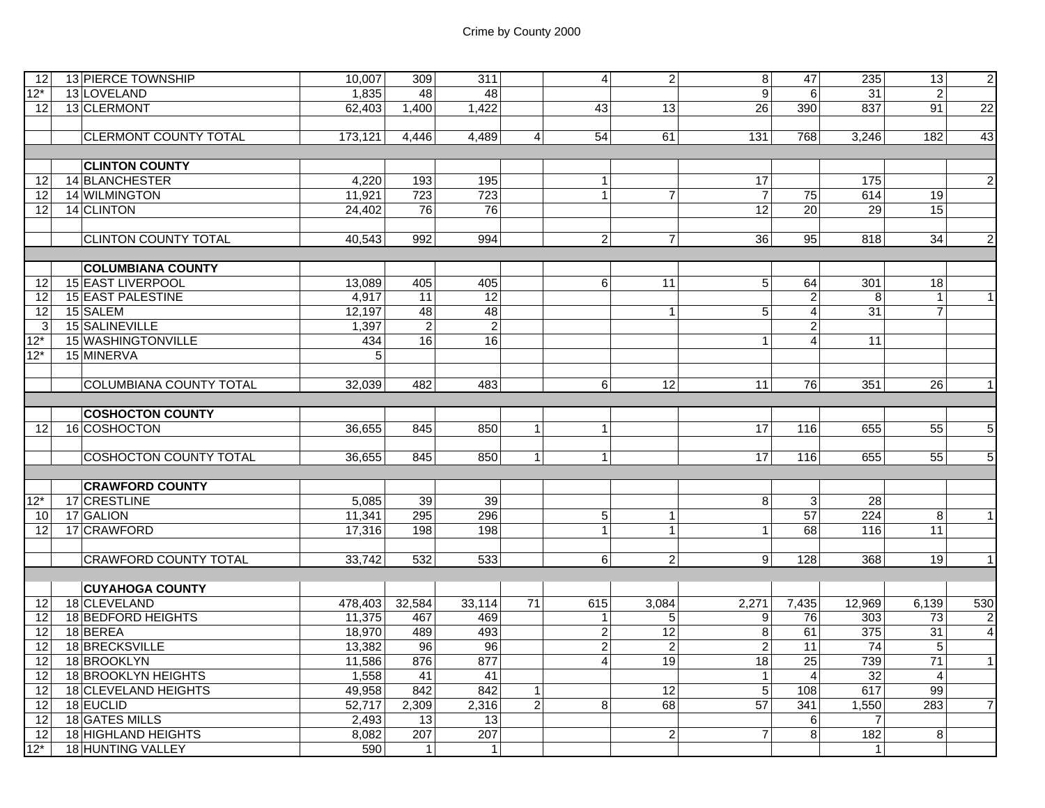| | | | | | | | | | | | | | |
|---|---|---|---|---|---|---|---|---|---|---|---|---|---|
| 12 | 13 | PIERCE TOWNSHIP | 10,007 | 309 | 311 | | 4 | 2 | 8 | 47 | 235 | 13 | 2 |
| 12* | 13 | LOVELAND | 1,835 | 48 | 48 | | | | 9 | 6 | 31 | 2 | |
| 12 | 13 | CLERMONT | 62,403 | 1,400 | 1,422 | | 43 | 13 | 26 | 390 | 837 | 91 | 22 |
| | | | | | | | | | | | | | |
| | | CLERMONT COUNTY TOTAL | 173,121 | 4,446 | 4,489 | 4 | 54 | 61 | 131 | 768 | 3,246 | 182 | 43 |
| | | | | | | | | | | | | | |
| | | **CLINTON COUNTY** | | | | | | | | | | | |
| 12 | 14 | BLANCHESTER | 4,220 | 193 | 195 | | 1 | | 17 | | 175 | | 2 |
| 12 | 14 | WILMINGTON | 11,921 | 723 | 723 | | 1 | 7 | 7 | 75 | 614 | 19 | |
| 12 | 14 | CLINTON | 24,402 | 76 | 76 | | | | 12 | 20 | 29 | 15 | |
| | | | | | | | | | | | | | |
| | | CLINTON COUNTY TOTAL | 40,543 | 992 | 994 | | 2 | 7 | 36 | 95 | 818 | 34 | 2 |
| | | | | | | | | | | | | | |
| | | **COLUMBIANA COUNTY** | | | | | | | | | | | |
| 12 | 15 | EAST LIVERPOOL | 13,089 | 405 | 405 | | 6 | 11 | 5 | 64 | 301 | 18 | |
| 12 | 15 | EAST PALESTINE | 4,917 | 11 | 12 | | | | | 2 | 8 | 1 | 1 |
| 12 | 15 | SALEM | 12,197 | 48 | 48 | | | 1 | 5 | 4 | 31 | 7 | |
| 3 | 15 | SALINEVILLE | 1,397 | 2 | 2 | | | | | 2 | | | |
| 12* | 15 | WASHINGTONVILLE | 434 | 16 | 16 | | | | 1 | 4 | 11 | | |
| 12* | 15 | MINERVA | 5 | | | | | | | | | | |
| | | | | | | | | | | | | | |
| | | COLUMBIANA COUNTY TOTAL | 32,039 | 482 | 483 | | 6 | 12 | 11 | 76 | 351 | 26 | 1 |
| | | | | | | | | | | | | | |
| | | **COSHOCTON COUNTY** | | | | | | | | | | | |
| 12 | 16 | COSHOCTON | 36,655 | 845 | 850 | 1 | 1 | | 17 | 116 | 655 | 55 | 5 |
| | | | | | | | | | | | | | |
| | | COSHOCTON COUNTY TOTAL | 36,655 | 845 | 850 | 1 | 1 | | 17 | 116 | 655 | 55 | 5 |
| | | | | | | | | | | | | | |
| | | **CRAWFORD COUNTY** | | | | | | | | | | | |
| 12* | 17 | CRESTLINE | 5,085 | 39 | 39 | | | | 8 | 3 | 28 | | |
| 10 | 17 | GALION | 11,341 | 295 | 296 | | 5 | 1 | | 57 | 224 | 8 | 1 |
| 12 | 17 | CRAWFORD | 17,316 | 198 | 198 | | 1 | 1 | 1 | 68 | 116 | 11 | |
| | | | | | | | | | | | | | |
| | | CRAWFORD COUNTY TOTAL | 33,742 | 532 | 533 | | 6 | 2 | 9 | 128 | 368 | 19 | 1 |
| | | | | | | | | | | | | | |
| | | **CUYAHOGA COUNTY** | | | | | | | | | | | |
| 12 | 18 | CLEVELAND | 478,403 | 32,584 | 33,114 | 71 | 615 | 3,084 | 2,271 | 7,435 | 12,969 | 6,139 | 530 |
| 12 | 18 | BEDFORD HEIGHTS | 11,375 | 467 | 469 | | 1 | 5 | 9 | 76 | 303 | 73 | 2 |
| 12 | 18 | BEREA | 18,970 | 489 | 493 | | 2 | 12 | 8 | 61 | 375 | 31 | 4 |
| 12 | 18 | BRECKSVILLE | 13,382 | 96 | 96 | | 2 | 2 | 2 | 11 | 74 | 5 | |
| 12 | 18 | BROOKLYN | 11,586 | 876 | 877 | | 4 | 19 | 18 | 25 | 739 | 71 | 1 |
| 12 | 18 | BROOKLYN HEIGHTS | 1,558 | 41 | 41 | | | | 1 | 4 | 32 | 4 | |
| 12 | 18 | CLEVELAND HEIGHTS | 49,958 | 842 | 842 | 1 | | 12 | 5 | 108 | 617 | 99 | |
| 12 | 18 | EUCLID | 52,717 | 2,309 | 2,316 | 2 | 8 | 68 | 57 | 341 | 1,550 | 283 | 7 |
| 12 | 18 | GATES MILLS | 2,493 | 13 | 13 | | | | | 6 | 7 | | |
| 12 | 18 | HIGHLAND HEIGHTS | 8,082 | 207 | 207 | | | 2 | 7 | 8 | 182 | 8 | |
| 12* | 18 | HUNTING VALLEY | 590 | 1 | 1 | | | | | | 1 | | |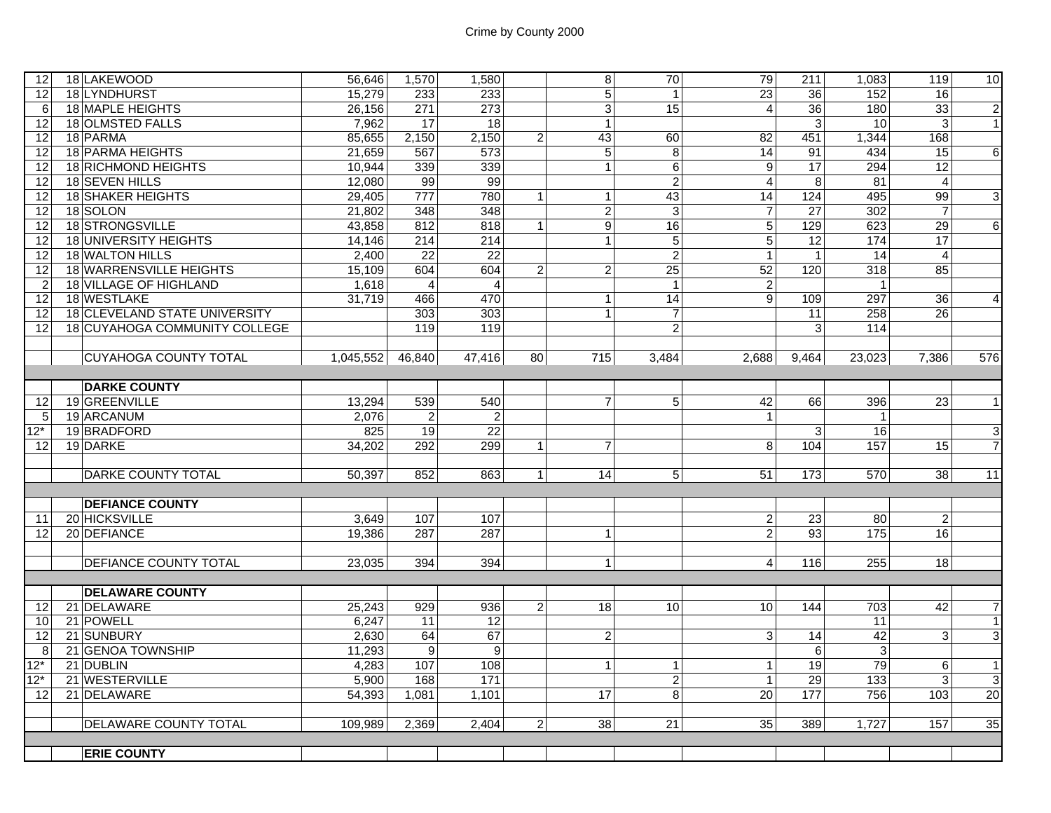Crime by County 2000

| | | | | | | | | | | | | | |
|---|---|---|---|---|---|---|---|---|---|---|---|---|---|
| 12 | 18 | LAKEWOOD | 56,646 | 1,570 | 1,580 | | 8 | 70 | 79 | 211 | 1,083 | 119 | 10 |
| 12 | 18 | LYNDHURST | 15,279 | 233 | 233 | | 5 | 1 | 23 | 36 | 152 | 16 | |
| 6 | 18 | MAPLE HEIGHTS | 26,156 | 271 | 273 | | 3 | 15 | 4 | 36 | 180 | 33 | 2 |
| 12 | 18 | OLMSTED FALLS | 7,962 | 17 | 18 | | 1 | | | 3 | 10 | 3 | 1 |
| 12 | 18 | PARMA | 85,655 | 2,150 | 2,150 | 2 | 43 | 60 | 82 | 451 | 1,344 | 168 | |
| 12 | 18 | PARMA HEIGHTS | 21,659 | 567 | 573 | | 5 | 8 | 14 | 91 | 434 | 15 | 6 |
| 12 | 18 | RICHMOND HEIGHTS | 10,944 | 339 | 339 | | 1 | 6 | 9 | 17 | 294 | 12 | |
| 12 | 18 | SEVEN HILLS | 12,080 | 99 | 99 | | | 2 | 4 | 8 | 81 | 4 | |
| 12 | 18 | SHAKER HEIGHTS | 29,405 | 777 | 780 | 1 | 1 | 43 | 14 | 124 | 495 | 99 | 3 |
| 12 | 18 | SOLON | 21,802 | 348 | 348 | | 2 | 3 | 7 | 27 | 302 | 7 | |
| 12 | 18 | STRONGSVILLE | 43,858 | 812 | 818 | 1 | 9 | 16 | 5 | 129 | 623 | 29 | 6 |
| 12 | 18 | UNIVERSITY HEIGHTS | 14,146 | 214 | 214 | | 1 | 5 | 5 | 12 | 174 | 17 | |
| 12 | 18 | WALTON HILLS | 2,400 | 22 | 22 | | | 2 | 1 | 1 | 14 | 4 | |
| 12 | 18 | WARRENSVILLE HEIGHTS | 15,109 | 604 | 604 | 2 | 2 | 25 | 52 | 120 | 318 | 85 | |
| 2 | 18 | VILLAGE OF HIGHLAND | 1,618 | 4 | 4 | | | 1 | 2 | | 1 | | |
| 12 | 18 | WESTLAKE | 31,719 | 466 | 470 | | 1 | 14 | 9 | 109 | 297 | 36 | 4 |
| 12 | 18 | CLEVELAND STATE UNIVERSITY | | 303 | 303 | | 1 | 7 | | 11 | 258 | 26 | |
| 12 | 18 | CUYAHOGA COMMUNITY COLLEGE | | 119 | 119 | | | 2 | | 3 | 114 | | |
| | | | | | | | | | | | | | |
| | | CUYAHOGA COUNTY TOTAL | 1,045,552 | 46,840 | 47,416 | 80 | 715 | 3,484 | 2,688 | 9,464 | 23,023 | 7,386 | 576 |
| | | | | | | | | | | | | | |
| | | **DARKE COUNTY** | | | | | | | | | | | |
| 12 | 19 | GREENVILLE | 13,294 | 539 | 540 | | 7 | 5 | 42 | 66 | 396 | 23 | 1 |
| 5 | 19 | ARCANUM | 2,076 | 2 | 2 | | | | 1 | | 1 | | |
| 12* | 19 | BRADFORD | 825 | 19 | 22 | | | | | 3 | 16 | | 3 |
| 12 | 19 | DARKE | 34,202 | 292 | 299 | 1 | 7 | | 8 | 104 | 157 | 15 | 7 |
| | | | | | | | | | | | | | |
| | | DARKE COUNTY TOTAL | 50,397 | 852 | 863 | 1 | 14 | 5 | 51 | 173 | 570 | 38 | 11 |
| | | | | | | | | | | | | | |
| | | **DEFIANCE COUNTY** | | | | | | | | | | | |
| 11 | 20 | HICKSVILLE | 3,649 | 107 | 107 | | | | 2 | 23 | 80 | 2 | |
| 12 | 20 | DEFIANCE | 19,386 | 287 | 287 | | 1 | | 2 | 93 | 175 | 16 | |
| | | | | | | | | | | | | | |
| | | DEFIANCE COUNTY TOTAL | 23,035 | 394 | 394 | | 1 | | 4 | 116 | 255 | 18 | |
| | | | | | | | | | | | | | |
| | | **DELAWARE COUNTY** | | | | | | | | | | | |
| 12 | 21 | DELAWARE | 25,243 | 929 | 936 | 2 | 18 | 10 | 10 | 144 | 703 | 42 | 7 |
| 10 | 21 | POWELL | 6,247 | 11 | 12 | | | | | | 11 | | 1 |
| 12 | 21 | SUNBURY | 2,630 | 64 | 67 | | 2 | | 3 | 14 | 42 | 3 | 3 |
| 8 | 21 | GENOA TOWNSHIP | 11,293 | 9 | 9 | | | | | 6 | 3 | | |
| 12* | 21 | DUBLIN | 4,283 | 107 | 108 | | 1 | 1 | 1 | 19 | 79 | 6 | 1 |
| 12* | 21 | WESTERVILLE | 5,900 | 168 | 171 | | | 2 | 1 | 29 | 133 | 3 | 3 |
| 12 | 21 | DELAWARE | 54,393 | 1,081 | 1,101 | | 17 | 8 | 20 | 177 | 756 | 103 | 20 |
| | | | | | | | | | | | | | |
| | | DELAWARE COUNTY TOTAL | 109,989 | 2,369 | 2,404 | 2 | 38 | 21 | 35 | 389 | 1,727 | 157 | 35 |
| | | | | | | | | | | | | | |
| | | **ERIE COUNTY** | | | | | | | | | | | |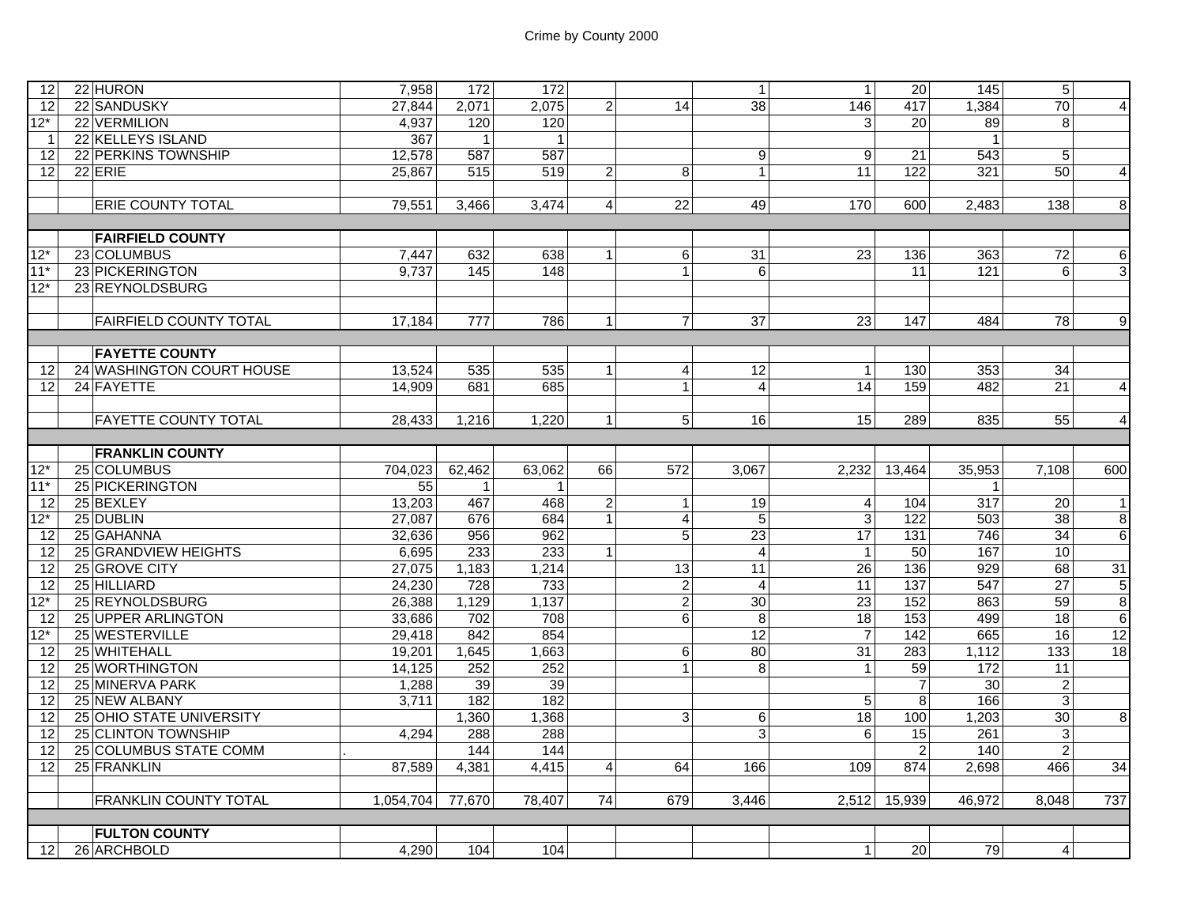| | | | | | | | | | | | | | |
|---|---|---|---|---|---|---|---|---|---|---|---|---|---|
| 12 | 22 | HURON | 7,958 | 172 | 172 | | | 1 | 1 | 20 | 145 | 5 | |
| 12 | 22 | SANDUSKY | 27,844 | 2,071 | 2,075 | 2 | 14 | 38 | 146 | 417 | 1,384 | 70 | 4 |
| 12* | 22 | VERMILION | 4,937 | 120 | 120 | | | | 3 | 20 | 89 | 8 | |
| 1 | 22 | KELLEYS ISLAND | 367 | 1 | 1 | | | | | | 1 | | |
| 12 | 22 | PERKINS TOWNSHIP | 12,578 | 587 | 587 | | | 9 | 9 | 21 | 543 | 5 | |
| 12 | 22 | ERIE | 25,867 | 515 | 519 | 2 | 8 | 1 | 11 | 122 | 321 | 50 | 4 |
| | | ERIE COUNTY TOTAL | 79,551 | 3,466 | 3,474 | 4 | 22 | 49 | 170 | 600 | 2,483 | 138 | 8 |
| | | **FAIRFIELD COUNTY** | | | | | | | | | | | |
| 12* | 23 | COLUMBUS | 7,447 | 632 | 638 | 1 | 6 | 31 | 23 | 136 | 363 | 72 | 6 |
| 11* | 23 | PICKERINGTON | 9,737 | 145 | 148 | | 1 | 6 | | 11 | 121 | 6 | 3 |
| 12* | 23 | REYNOLDSBURG | | | | | | | | | | | |
| | | FAIRFIELD COUNTY TOTAL | 17,184 | 777 | 786 | 1 | 7 | 37 | 23 | 147 | 484 | 78 | 9 |
| | | **FAYETTE COUNTY** | | | | | | | | | | | |
| 12 | 24 | WASHINGTON COURT HOUSE | 13,524 | 535 | 535 | 1 | 4 | 12 | 1 | 130 | 353 | 34 | |
| 12 | 24 | FAYETTE | 14,909 | 681 | 685 | | 1 | 4 | 14 | 159 | 482 | 21 | 4 |
| | | FAYETTE COUNTY TOTAL | 28,433 | 1,216 | 1,220 | 1 | 5 | 16 | 15 | 289 | 835 | 55 | 4 |
| | | **FRANKLIN COUNTY** | | | | | | | | | | | |
| 12* | 25 | COLUMBUS | 704,023 | 62,462 | 63,062 | 66 | 572 | 3,067 | 2,232 | 13,464 | 35,953 | 7,108 | 600 |
| 11* | 25 | PICKERINGTON | 55 | 1 | 1 | | | | | | 1 | | |
| 12 | 25 | BEXLEY | 13,203 | 467 | 468 | 2 | 1 | 19 | 4 | 104 | 317 | 20 | 1 |
| 12* | 25 | DUBLIN | 27,087 | 676 | 684 | 1 | 4 | 5 | 3 | 122 | 503 | 38 | 8 |
| 12 | 25 | GAHANNA | 32,636 | 956 | 962 | | 5 | 23 | 17 | 131 | 746 | 34 | 6 |
| 12 | 25 | GRANDVIEW HEIGHTS | 6,695 | 233 | 233 | 1 | | 4 | 1 | 50 | 167 | 10 | |
| 12 | 25 | GROVE CITY | 27,075 | 1,183 | 1,214 | | 13 | 11 | 26 | 136 | 929 | 68 | 31 |
| 12 | 25 | HILLIARD | 24,230 | 728 | 733 | | 2 | 4 | 11 | 137 | 547 | 27 | 5 |
| 12* | 25 | REYNOLDSBURG | 26,388 | 1,129 | 1,137 | | 2 | 30 | 23 | 152 | 863 | 59 | 8 |
| 12 | 25 | UPPER ARLINGTON | 33,686 | 702 | 708 | | 6 | 8 | 18 | 153 | 499 | 18 | 6 |
| 12* | 25 | WESTERVILLE | 29,418 | 842 | 854 | | | 12 | 7 | 142 | 665 | 16 | 12 |
| 12 | 25 | WHITEHALL | 19,201 | 1,645 | 1,663 | | 6 | 80 | 31 | 283 | 1,112 | 133 | 18 |
| 12 | 25 | WORTHINGTON | 14,125 | 252 | 252 | | 1 | 8 | 1 | 59 | 172 | 11 | |
| 12 | 25 | MINERVA PARK | 1,288 | 39 | 39 | | | | | 7 | 30 | 2 | |
| 12 | 25 | NEW ALBANY | 3,711 | 182 | 182 | | | | 5 | 8 | 166 | 3 | |
| 12 | 25 | OHIO STATE UNIVERSITY | | 1,360 | 1,368 | | 3 | 6 | 18 | 100 | 1,203 | 30 | 8 |
| 12 | 25 | CLINTON TOWNSHIP | 4,294 | 288 | 288 | | | 3 | 6 | 15 | 261 | 3 | |
| 12 | 25 | COLUMBUS STATE COMM | . | 144 | 144 | | | | | 2 | 140 | 2 | |
| 12 | 25 | FRANKLIN | 87,589 | 4,381 | 4,415 | 4 | 64 | 166 | 109 | 874 | 2,698 | 466 | 34 |
| | | FRANKLIN COUNTY TOTAL | 1,054,704 | 77,670 | 78,407 | 74 | 679 | 3,446 | 2,512 | 15,939 | 46,972 | 8,048 | 737 |
| | | **FULTON COUNTY** | | | | | | | | | | | |
| 12 | 26 | ARCHBOLD | 4,290 | 104 | 104 | | | | 1 | 20 | 79 | 4 | |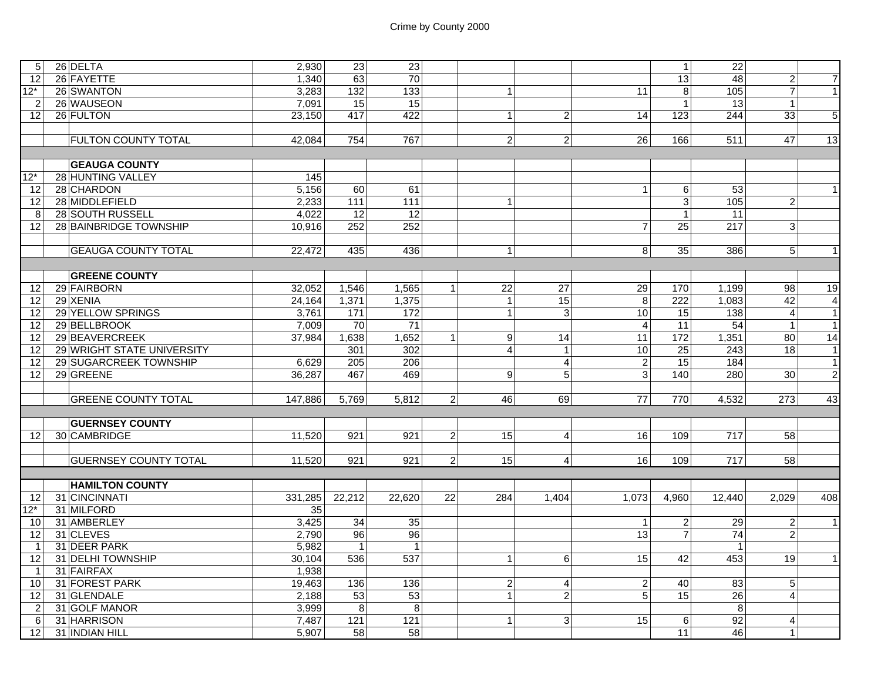|  |  |  |  |  |  |  |  |  |  |  |  |  |  |
|---|---|---|---|---|---|---|---|---|---|---|---|---|---|
| 5 | 26 | DELTA | 2,930 | 23 | 23 |  |  |  |  | 1 | 22 |  |  |
| 12 | 26 | FAYETTE | 1,340 | 63 | 70 |  |  |  |  | 13 | 48 | 2 | 7 |
| 12* | 26 | SWANTON | 3,283 | 132 | 133 |  | 1 |  | 11 | 8 | 105 | 7 | 1 |
| 2 | 26 | WAUSEON | 7,091 | 15 | 15 |  |  |  |  | 1 | 13 | 1 |  |
| 12 | 26 | FULTON | 23,150 | 417 | 422 |  | 1 | 2 | 14 | 123 | 244 | 33 | 5 |
|  |  |  |  |  |  |  |  |  |  |  |  |  |  |
|  |  | FULTON COUNTY TOTAL | 42,084 | 754 | 767 |  | 2 | 2 | 26 | 166 | 511 | 47 | 13 |
|  |  |  |  |  |  |  |  |  |  |  |  |  |  |
|  |  | **GEAUGA COUNTY** |  |  |  |  |  |  |  |  |  |  |  |
| 12* | 28 | HUNTING VALLEY | 145 |  |  |  |  |  |  |  |  |  |  |
| 12 | 28 | CHARDON | 5,156 | 60 | 61 |  |  |  | 1 | 6 | 53 |  | 1 |
| 12 | 28 | MIDDLEFIELD | 2,233 | 111 | 111 |  | 1 |  |  | 3 | 105 | 2 |  |
| 8 | 28 | SOUTH RUSSELL | 4,022 | 12 | 12 |  |  |  |  | 1 | 11 |  |  |
| 12 | 28 | BAINBRIDGE TOWNSHIP | 10,916 | 252 | 252 |  |  |  | 7 | 25 | 217 | 3 |  |
|  |  |  |  |  |  |  |  |  |  |  |  |  |  |
|  |  | GEAUGA COUNTY TOTAL | 22,472 | 435 | 436 |  | 1 |  | 8 | 35 | 386 | 5 | 1 |
|  |  |  |  |  |  |  |  |  |  |  |  |  |  |
|  |  | **GREENE COUNTY** |  |  |  |  |  |  |  |  |  |  |  |
| 12 | 29 | FAIRBORN | 32,052 | 1,546 | 1,565 | 1 | 22 | 27 | 29 | 170 | 1,199 | 98 | 19 |
| 12 | 29 | XENIA | 24,164 | 1,371 | 1,375 |  | 1 | 15 | 8 | 222 | 1,083 | 42 | 4 |
| 12 | 29 | YELLOW SPRINGS | 3,761 | 171 | 172 |  | 1 | 3 | 10 | 15 | 138 | 4 | 1 |
| 12 | 29 | BELLBROOK | 7,009 | 70 | 71 |  |  |  | 4 | 11 | 54 | 1 | 1 |
| 12 | 29 | BEAVERCREEK | 37,984 | 1,638 | 1,652 | 1 | 9 | 14 | 11 | 172 | 1,351 | 80 | 14 |
| 12 | 29 | WRIGHT STATE UNIVERSITY |  | 301 | 302 |  | 4 | 1 | 10 | 25 | 243 | 18 | 1 |
| 12 | 29 | SUGARCREEK TOWNSHIP | 6,629 | 205 | 206 |  |  | 4 | 2 | 15 | 184 |  | 1 |
| 12 | 29 | GREENE | 36,287 | 467 | 469 |  | 9 | 5 | 3 | 140 | 280 | 30 | 2 |
|  |  |  |  |  |  |  |  |  |  |  |  |  |  |
|  |  | GREENE COUNTY TOTAL | 147,886 | 5,769 | 5,812 | 2 | 46 | 69 | 77 | 770 | 4,532 | 273 | 43 |
|  |  |  |  |  |  |  |  |  |  |  |  |  |  |
|  |  | **GUERNSEY COUNTY** |  |  |  |  |  |  |  |  |  |  |  |
| 12 | 30 | CAMBRIDGE | 11,520 | 921 | 921 | 2 | 15 | 4 | 16 | 109 | 717 | 58 |  |
|  |  |  |  |  |  |  |  |  |  |  |  |  |  |
|  |  | GUERNSEY COUNTY TOTAL | 11,520 | 921 | 921 | 2 | 15 | 4 | 16 | 109 | 717 | 58 |  |
|  |  |  |  |  |  |  |  |  |  |  |  |  |  |
|  |  | **HAMILTON COUNTY** |  |  |  |  |  |  |  |  |  |  |  |
| 12 | 31 | CINCINNATI | 331,285 | 22,212 | 22,620 | 22 | 284 | 1,404 | 1,073 | 4,960 | 12,440 | 2,029 | 408 |
| 12* | 31 | MILFORD | 35 |  |  |  |  |  |  |  |  |  |  |
| 10 | 31 | AMBERLEY | 3,425 | 34 | 35 |  |  |  | 1 | 2 | 29 | 2 | 1 |
| 12 | 31 | CLEVES | 2,790 | 96 | 96 |  |  |  | 13 | 7 | 74 | 2 |  |
| 1 | 31 | DEER PARK | 5,982 | 1 | 1 |  |  |  |  |  | 1 |  |  |
| 12 | 31 | DELHI TOWNSHIP | 30,104 | 536 | 537 |  | 1 | 6 | 15 | 42 | 453 | 19 | 1 |
| 1 | 31 | FAIRFAX | 1,938 |  |  |  |  |  |  |  |  |  |  |
| 10 | 31 | FOREST PARK | 19,463 | 136 | 136 |  | 2 | 4 | 2 | 40 | 83 | 5 |  |
| 12 | 31 | GLENDALE | 2,188 | 53 | 53 |  | 1 | 2 | 5 | 15 | 26 | 4 |  |
| 2 | 31 | GOLF MANOR | 3,999 | 8 | 8 |  |  |  |  |  | 8 |  |  |
| 6 | 31 | HARRISON | 7,487 | 121 | 121 |  | 1 | 3 | 15 | 6 | 92 | 4 |  |
| 12 | 31 | INDIAN HILL | 5,907 | 58 | 58 |  |  |  |  | 11 | 46 | 1 |  |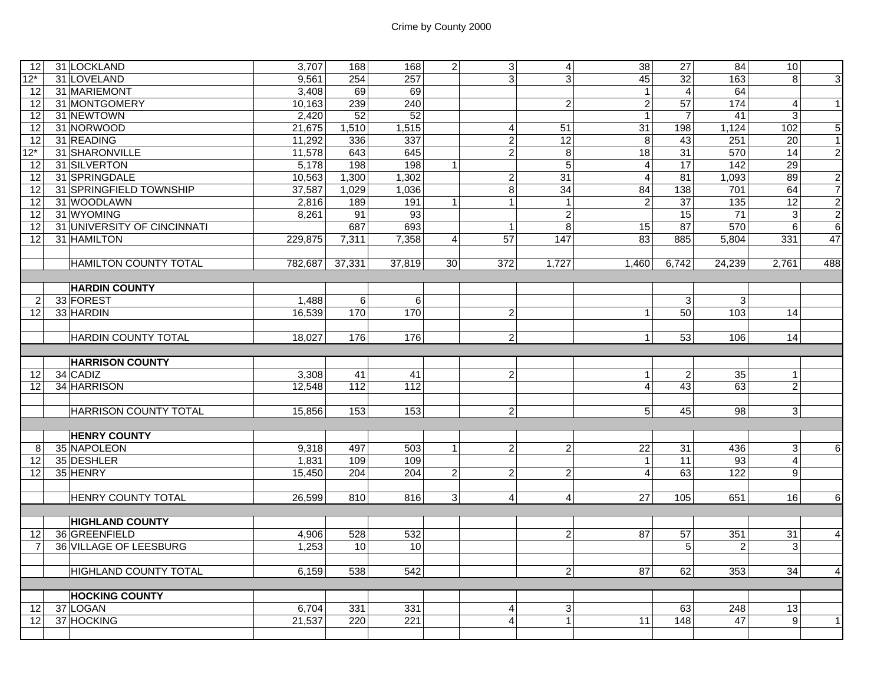| | | | | | | | | | | | | | |
|---|---|---|---|---|---|---|---|---|---|---|---|---|---|
| 12 | 31 | LOCKLAND | 3,707 | 168 | 168 | 2 | 3 | 4 | 38 | 27 | 84 | 10 | |
| 12* | 31 | LOVELAND | 9,561 | 254 | 257 | | 3 | 3 | 45 | 32 | 163 | 8 | 3 |
| 12 | 31 | MARIEMONT | 3,408 | 69 | 69 | | | | 1 | 4 | 64 | | |
| 12 | 31 | MONTGOMERY | 10,163 | 239 | 240 | | | 2 | 2 | 57 | 174 | 4 | 1 |
| 12 | 31 | NEWTOWN | 2,420 | 52 | 52 | | | | 1 | 7 | 41 | 3 | |
| 12 | 31 | NORWOOD | 21,675 | 1,510 | 1,515 | | 4 | 51 | 31 | 198 | 1,124 | 102 | 5 |
| 12 | 31 | READING | 11,292 | 336 | 337 | | 2 | 12 | 8 | 43 | 251 | 20 | 1 |
| 12* | 31 | SHARONVILLE | 11,578 | 643 | 645 | | 2 | 8 | 18 | 31 | 570 | 14 | 2 |
| 12 | 31 | SILVERTON | 5,178 | 198 | 198 | 1 | | 5 | 4 | 17 | 142 | 29 | |
| 12 | 31 | SPRINGDALE | 10,563 | 1,300 | 1,302 | | 2 | 31 | 4 | 81 | 1,093 | 89 | 2 |
| 12 | 31 | SPRINGFIELD TOWNSHIP | 37,587 | 1,029 | 1,036 | | 8 | 34 | 84 | 138 | 701 | 64 | 7 |
| 12 | 31 | WOODLAWN | 2,816 | 189 | 191 | 1 | 1 | 1 | 2 | 37 | 135 | 12 | 2 |
| 12 | 31 | WYOMING | 8,261 | 91 | 93 | | | 2 | | 15 | 71 | 3 | 2 |
| 12 | 31 | UNIVERSITY OF CINCINNATI | | 687 | 693 | | 1 | 8 | 15 | 87 | 570 | 6 | 6 |
| 12 | 31 | HAMILTON | 229,875 | 7,311 | 7,358 | 4 | 57 | 147 | 83 | 885 | 5,804 | 331 | 47 |
| | | | | | | | | | | | | | |
| | | HAMILTON COUNTY TOTAL | 782,687 | 37,331 | 37,819 | 30 | 372 | 1,727 | 1,460 | 6,742 | 24,239 | 2,761 | 488 |
| | | | | | | | | | | | | | |
| | | **HARDIN COUNTY** | | | | | | | | | | | |
| 2 | 33 | FOREST | 1,488 | 6 | 6 | | | | | 3 | 3 | | |
| 12 | 33 | HARDIN | 16,539 | 170 | 170 | | 2 | | 1 | 50 | 103 | 14 | |
| | | | | | | | | | | | | | |
| | | HARDIN COUNTY TOTAL | 18,027 | 176 | 176 | | 2 | | 1 | 53 | 106 | 14 | |
| | | | | | | | | | | | | | |
| | | **HARRISON COUNTY** | | | | | | | | | | | |
| 12 | 34 | CADIZ | 3,308 | 41 | 41 | | 2 | | 1 | 2 | 35 | 1 | |
| 12 | 34 | HARRISON | 12,548 | 112 | 112 | | | | 4 | 43 | 63 | 2 | |
| | | | | | | | | | | | | | |
| | | HARRISON COUNTY TOTAL | 15,856 | 153 | 153 | | 2 | | 5 | 45 | 98 | 3 | |
| | | | | | | | | | | | | | |
| | | **HENRY COUNTY** | | | | | | | | | | | |
| 8 | 35 | NAPOLEON | 9,318 | 497 | 503 | 1 | 2 | 2 | 22 | 31 | 436 | 3 | 6 |
| 12 | 35 | DESHLER | 1,831 | 109 | 109 | | | | 1 | 11 | 93 | 4 | |
| 12 | 35 | HENRY | 15,450 | 204 | 204 | 2 | 2 | 2 | 4 | 63 | 122 | 9 | |
| | | | | | | | | | | | | | |
| | | HENRY COUNTY TOTAL | 26,599 | 810 | 816 | 3 | 4 | 4 | 27 | 105 | 651 | 16 | 6 |
| | | | | | | | | | | | | | |
| | | **HIGHLAND COUNTY** | | | | | | | | | | | |
| 12 | 36 | GREENFIELD | 4,906 | 528 | 532 | | | 2 | 87 | 57 | 351 | 31 | 4 |
| 7 | 36 | VILLAGE OF LEESBURG | 1,253 | 10 | 10 | | | | | 5 | 2 | 3 | |
| | | | | | | | | | | | | | |
| | | HIGHLAND COUNTY TOTAL | 6,159 | 538 | 542 | | | 2 | 87 | 62 | 353 | 34 | 4 |
| | | | | | | | | | | | | | |
| | | **HOCKING COUNTY** | | | | | | | | | | | |
| 12 | 37 | LOGAN | 6,704 | 331 | 331 | | 4 | 3 | | 63 | 248 | 13 | |
| 12 | 37 | HOCKING | 21,537 | 220 | 221 | | 4 | 1 | 11 | 148 | 47 | 9 | 1 |
| | | | | | | | | | | | | | |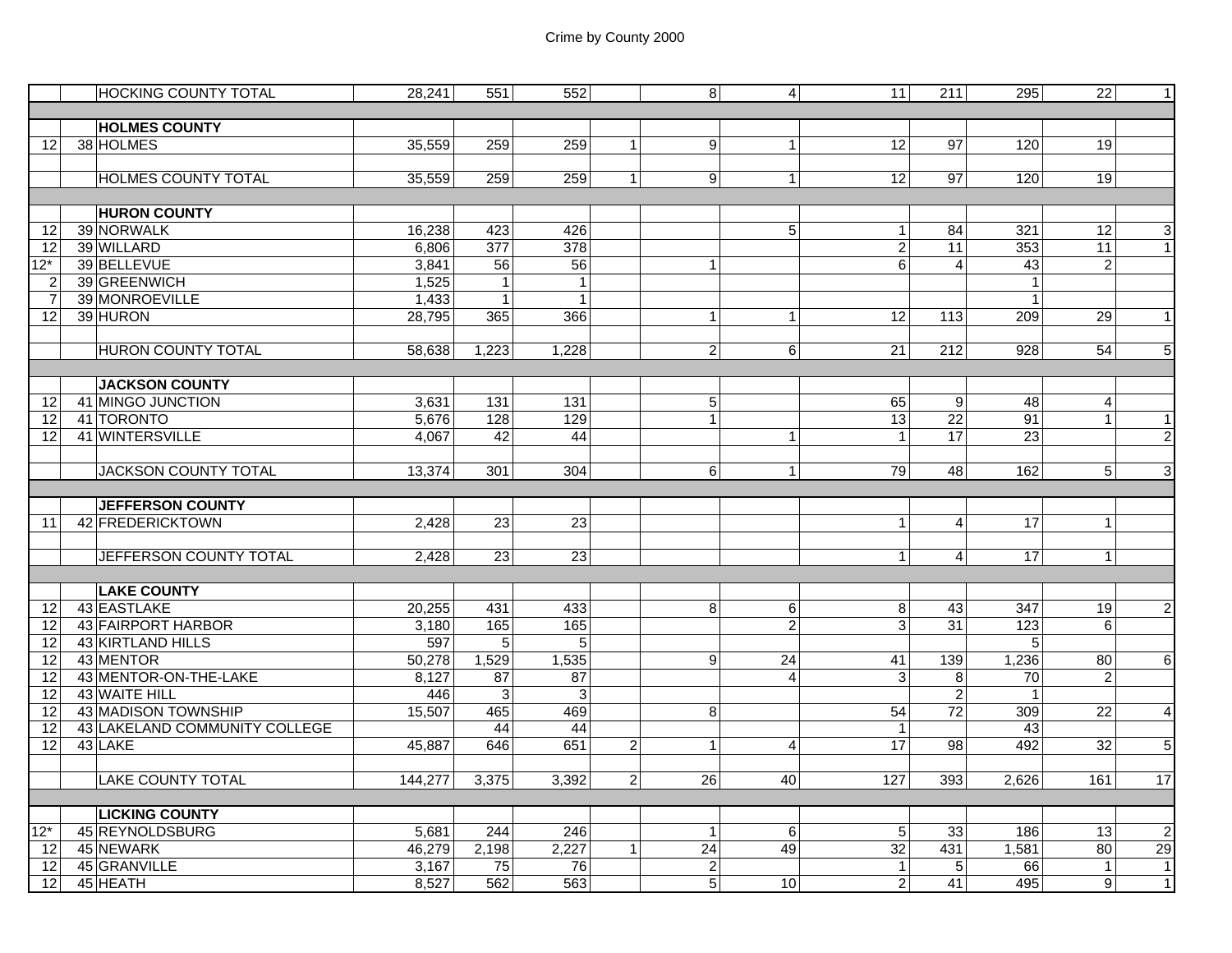| | | | | | | | | | | | | | |
|---|---|---|---|---|---|---|---|---|---|---|---|---|---|
| | | HOCKING COUNTY TOTAL | 28,241 | 551 | 552 | | 8 | 4 | 11 | 211 | 295 | 22 | 1 |
| | | **HOLMES COUNTY** | | | | | | | | | | | |
| 12 | 38 | HOLMES | 35,559 | 259 | 259 | 1 | 9 | 1 | 12 | 97 | 120 | 19 | |
| | | HOLMES COUNTY TOTAL | 35,559 | 259 | 259 | 1 | 9 | 1 | 12 | 97 | 120 | 19 | |
| | | **HURON COUNTY** | | | | | | | | | | | |
| 12 | 39 | NORWALK | 16,238 | 423 | 426 | | | 5 | 1 | 84 | 321 | 12 | 3 |
| 12 | 39 | WILLARD | 6,806 | 377 | 378 | | | | 2 | 11 | 353 | 11 | 1 |
| 12* | 39 | BELLEVUE | 3,841 | 56 | 56 | | 1 | | 6 | 4 | 43 | 2 | |
| 2 | 39 | GREENWICH | 1,525 | 1 | 1 | | | | | | 1 | | |
| 7 | 39 | MONROEVILLE | 1,433 | 1 | 1 | | | | | | 1 | | |
| 12 | 39 | HURON | 28,795 | 365 | 366 | | 1 | 1 | 12 | 113 | 209 | 29 | 1 |
| | | HURON COUNTY TOTAL | 58,638 | 1,223 | 1,228 | | 2 | 6 | 21 | 212 | 928 | 54 | 5 |
| | | **JACKSON COUNTY** | | | | | | | | | | | |
| 12 | 41 | MINGO JUNCTION | 3,631 | 131 | 131 | | 5 | | 65 | 9 | 48 | 4 | |
| 12 | 41 | TORONTO | 5,676 | 128 | 129 | | 1 | | 13 | 22 | 91 | 1 | 1 |
| 12 | 41 | WINTERSVILLE | 4,067 | 42 | 44 | | | 1 | 1 | 17 | 23 | | 2 |
| | | JACKSON COUNTY TOTAL | 13,374 | 301 | 304 | | 6 | 1 | 79 | 48 | 162 | 5 | 3 |
| | | **JEFFERSON COUNTY** | | | | | | | | | | | |
| 11 | 42 | FREDERICKTOWN | 2,428 | 23 | 23 | | | | 1 | 4 | 17 | 1 | |
| | | JEFFERSON COUNTY TOTAL | 2,428 | 23 | 23 | | | | 1 | 4 | 17 | 1 | |
| | | **LAKE COUNTY** | | | | | | | | | | | |
| 12 | 43 | EASTLAKE | 20,255 | 431 | 433 | | 8 | 6 | 8 | 43 | 347 | 19 | 2 |
| 12 | 43 | FAIRPORT HARBOR | 3,180 | 165 | 165 | | | 2 | 3 | 31 | 123 | 6 | |
| 12 | 43 | KIRTLAND HILLS | 597 | 5 | 5 | | | | | | 5 | | |
| 12 | 43 | MENTOR | 50,278 | 1,529 | 1,535 | | 9 | 24 | 41 | 139 | 1,236 | 80 | 6 |
| 12 | 43 | MENTOR-ON-THE-LAKE | 8,127 | 87 | 87 | | | 4 | 3 | 8 | 70 | 2 | |
| 12 | 43 | WAITE HILL | 446 | 3 | 3 | | | | | 2 | 1 | | |
| 12 | 43 | MADISON TOWNSHIP | 15,507 | 465 | 469 | | 8 | | 54 | 72 | 309 | 22 | 4 |
| 12 | 43 | LAKELAND COMMUNITY COLLEGE | | 44 | 44 | | | | 1 | | 43 | | |
| 12 | 43 | LAKE | 45,887 | 646 | 651 | 2 | 1 | 4 | 17 | 98 | 492 | 32 | 5 |
| | | LAKE COUNTY TOTAL | 144,277 | 3,375 | 3,392 | 2 | 26 | 40 | 127 | 393 | 2,626 | 161 | 17 |
| | | **LICKING COUNTY** | | | | | | | | | | | |
| 12* | 45 | REYNOLDSBURG | 5,681 | 244 | 246 | | 1 | 6 | 5 | 33 | 186 | 13 | 2 |
| 12 | 45 | NEWARK | 46,279 | 2,198 | 2,227 | 1 | 24 | 49 | 32 | 431 | 1,581 | 80 | 29 |
| 12 | 45 | GRANVILLE | 3,167 | 75 | 76 | | 2 | | 1 | 5 | 66 | 1 | 1 |
| 12 | 45 | HEATH | 8,527 | 562 | 563 | | 5 | 10 | 2 | 41 | 495 | 9 | 1 |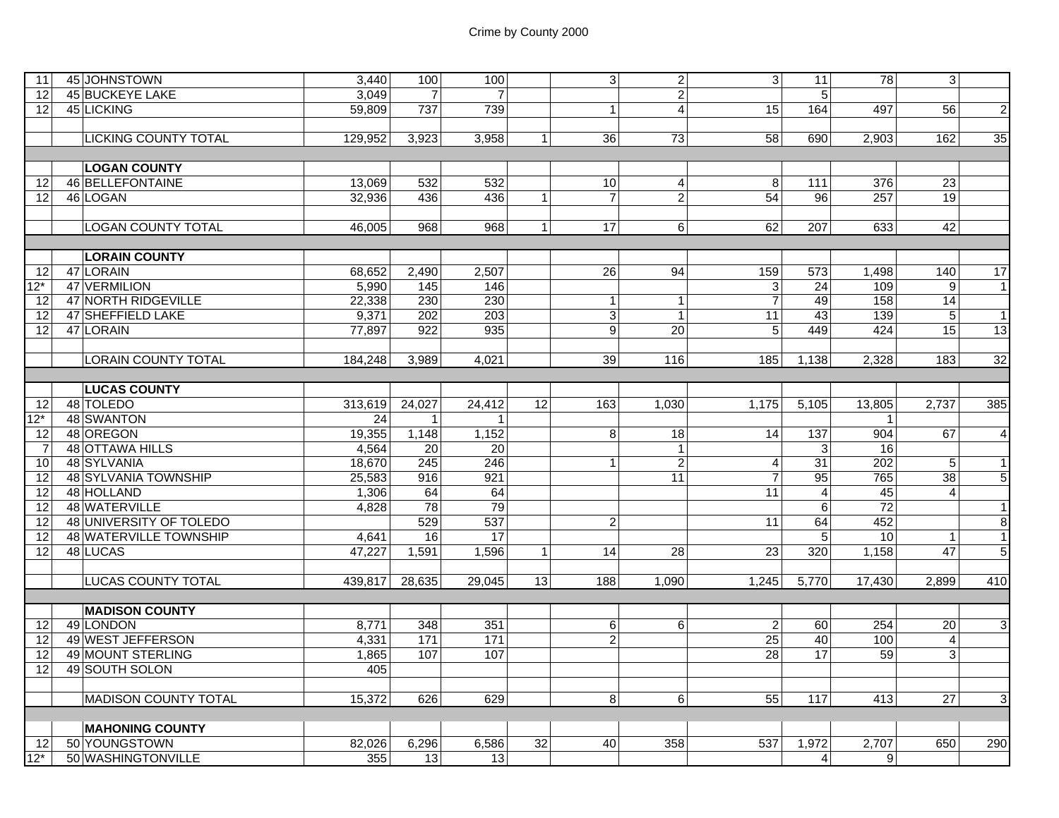| | | | | | | | | | | | | | |
|---|---|---|---|---|---|---|---|---|---|---|---|---|---|
| 11 | 45 | JOHNSTOWN | 3,440 | 100 | 100 | | 3 | 2 | 3 | 11 | 78 | 3 | |
| 12 | 45 | BUCKEYE LAKE | 3,049 | 7 | 7 | | | 2 | | 5 | | | |
| 12 | 45 | LICKING | 59,809 | 737 | 739 | | 1 | 4 | 15 | 164 | 497 | 56 | 2 |
| | | | | | | | | | | | | | |
| | | LICKING COUNTY TOTAL | 129,952 | 3,923 | 3,958 | 1 | 36 | 73 | 58 | 690 | 2,903 | 162 | 35 |
| | | | | | | | | | | | | | |
| | | **LOGAN COUNTY** | | | | | | | | | | | |
| 12 | 46 | BELLEFONTAINE | 13,069 | 532 | 532 | | 10 | 4 | 8 | 111 | 376 | 23 | |
| 12 | 46 | LOGAN | 32,936 | 436 | 436 | 1 | 7 | 2 | 54 | 96 | 257 | 19 | |
| | | | | | | | | | | | | | |
| | | LOGAN COUNTY TOTAL | 46,005 | 968 | 968 | 1 | 17 | 6 | 62 | 207 | 633 | 42 | |
| | | | | | | | | | | | | | |
| | | **LORAIN COUNTY** | | | | | | | | | | | |
| 12 | 47 | LORAIN | 68,652 | 2,490 | 2,507 | | 26 | 94 | 159 | 573 | 1,498 | 140 | 17 |
| 12* | 47 | VERMILION | 5,990 | 145 | 146 | | | | 3 | 24 | 109 | 9 | 1 |
| 12 | 47 | NORTH RIDGEVILLE | 22,338 | 230 | 230 | | 1 | 1 | 7 | 49 | 158 | 14 | |
| 12 | 47 | SHEFFIELD LAKE | 9,371 | 202 | 203 | | 3 | 1 | 11 | 43 | 139 | 5 | 1 |
| 12 | 47 | LORAIN | 77,897 | 922 | 935 | | 9 | 20 | 5 | 449 | 424 | 15 | 13 |
| | | | | | | | | | | | | | |
| | | LORAIN COUNTY TOTAL | 184,248 | 3,989 | 4,021 | | 39 | 116 | 185 | 1,138 | 2,328 | 183 | 32 |
| | | | | | | | | | | | | | |
| | | **LUCAS COUNTY** | | | | | | | | | | | |
| 12 | 48 | TOLEDO | 313,619 | 24,027 | 24,412 | 12 | 163 | 1,030 | 1,175 | 5,105 | 13,805 | 2,737 | 385 |
| 12* | 48 | SWANTON | 24 | 1 | 1 | | | | | | 1 | | |
| 12 | 48 | OREGON | 19,355 | 1,148 | 1,152 | | 8 | 18 | 14 | 137 | 904 | 67 | 4 |
| 7 | 48 | OTTAWA HILLS | 4,564 | 20 | 20 | | | 1 | | 3 | 16 | | |
| 10 | 48 | SYLVANIA | 18,670 | 245 | 246 | | 1 | 2 | 4 | 31 | 202 | 5 | 1 |
| 12 | 48 | SYLVANIA TOWNSHIP | 25,583 | 916 | 921 | | | 11 | 7 | 95 | 765 | 38 | 5 |
| 12 | 48 | HOLLAND | 1,306 | 64 | 64 | | | | 11 | 4 | 45 | 4 | |
| 12 | 48 | WATERVILLE | 4,828 | 78 | 79 | | | | | 6 | 72 | | 1 |
| 12 | 48 | UNIVERSITY OF TOLEDO | | 529 | 537 | | 2 | | 11 | 64 | 452 | | 8 |
| 12 | 48 | WATERVILLE TOWNSHIP | 4,641 | 16 | 17 | | | | | 5 | 10 | 1 | 1 |
| 12 | 48 | LUCAS | 47,227 | 1,591 | 1,596 | 1 | 14 | 28 | 23 | 320 | 1,158 | 47 | 5 |
| | | | | | | | | | | | | | |
| | | LUCAS COUNTY TOTAL | 439,817 | 28,635 | 29,045 | 13 | 188 | 1,090 | 1,245 | 5,770 | 17,430 | 2,899 | 410 |
| | | | | | | | | | | | | | |
| | | **MADISON COUNTY** | | | | | | | | | | | |
| 12 | 49 | LONDON | 8,771 | 348 | 351 | | 6 | 6 | 2 | 60 | 254 | 20 | 3 |
| 12 | 49 | WEST JEFFERSON | 4,331 | 171 | 171 | | 2 | | 25 | 40 | 100 | 4 | |
| 12 | 49 | MOUNT STERLING | 1,865 | 107 | 107 | | | | 28 | 17 | 59 | 3 | |
| 12 | 49 | SOUTH SOLON | 405 | | | | | | | | | | |
| | | | | | | | | | | | | | |
| | | MADISON COUNTY TOTAL | 15,372 | 626 | 629 | | 8 | 6 | 55 | 117 | 413 | 27 | 3 |
| | | | | | | | | | | | | | |
| | | **MAHONING COUNTY** | | | | | | | | | | | |
| 12 | 50 | YOUNGSTOWN | 82,026 | 6,296 | 6,586 | 32 | 40 | 358 | 537 | 1,972 | 2,707 | 650 | 290 |
| 12* | 50 | WASHINGTONVILLE | 355 | 13 | 13 | | | | | 4 | 9 | | |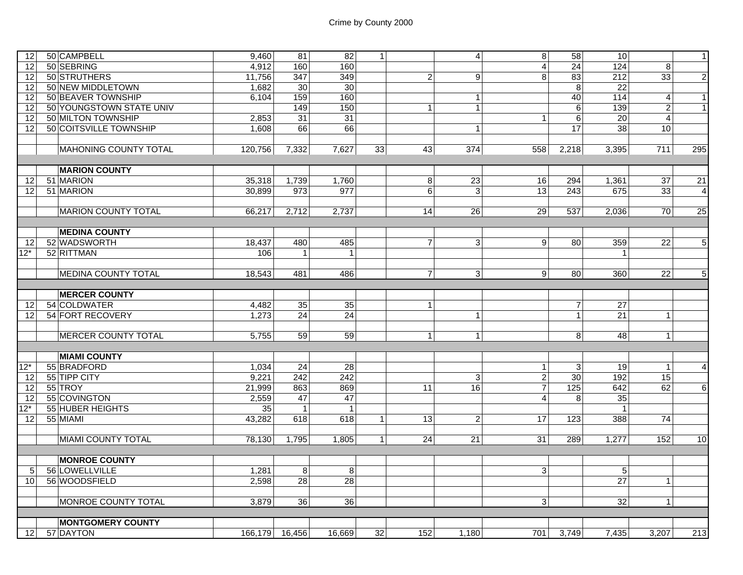| | | | | | | | | | | | | |
|---|---|---|---|---|---|---|---|---|---|---|---|---|
| 12 | 50 | CAMPBELL | 9,460 | 81 | 82 | 1 | | 4 | 8 | 58 | 10 | | 1 |
| 12 | 50 | SEBRING | 4,912 | 160 | 160 | | | | 4 | 24 | 124 | 8 | |
| 12 | 50 | STRUTHERS | 11,756 | 347 | 349 | | 2 | 9 | 8 | 83 | 212 | 33 | 2 |
| 12 | 50 | NEW MIDDLETOWN | 1,682 | 30 | 30 | | | | | 8 | 22 | | |
| 12 | 50 | BEAVER TOWNSHIP | 6,104 | 159 | 160 | | | 1 | | 40 | 114 | 4 | 1 |
| 12 | 50 | YOUNGSTOWN STATE UNIV | | 149 | 150 | | 1 | 1 | | 6 | 139 | 2 | 1 |
| 12 | 50 | MILTON TOWNSHIP | 2,853 | 31 | 31 | | | | 1 | 6 | 20 | 4 | |
| 12 | 50 | COITSVILLE TOWNSHIP | 1,608 | 66 | 66 | | | 1 | | 17 | 38 | 10 | |
| | | MAHONING COUNTY TOTAL | 120,756 | 7,332 | 7,627 | 33 | 43 | 374 | 558 | 2,218 | 3,395 | 711 | 295 |
| | | **MARION COUNTY** | | | | | | | | | | | |
| 12 | 51 | MARION | 35,318 | 1,739 | 1,760 | | 8 | 23 | 16 | 294 | 1,361 | 37 | 21 |
| 12 | 51 | MARION | 30,899 | 973 | 977 | | 6 | 3 | 13 | 243 | 675 | 33 | 4 |
| | | MARION COUNTY TOTAL | 66,217 | 2,712 | 2,737 | | 14 | 26 | 29 | 537 | 2,036 | 70 | 25 |
| | | **MEDINA COUNTY** | | | | | | | | | | | |
| 12 | 52 | WADSWORTH | 18,437 | 480 | 485 | | 7 | 3 | 9 | 80 | 359 | 22 | 5 |
| 12* | 52 | RITTMAN | 106 | 1 | 1 | | | | | | 1 | | |
| | | MEDINA COUNTY TOTAL | 18,543 | 481 | 486 | | 7 | 3 | 9 | 80 | 360 | 22 | 5 |
| | | **MERCER COUNTY** | | | | | | | | | | | |
| 12 | 54 | COLDWATER | 4,482 | 35 | 35 | | 1 | | | 7 | 27 | | |
| 12 | 54 | FORT RECOVERY | 1,273 | 24 | 24 | | | 1 | | 1 | 21 | 1 | |
| | | MERCER COUNTY TOTAL | 5,755 | 59 | 59 | | 1 | 1 | | 8 | 48 | 1 | |
| | | **MIAMI COUNTY** | | | | | | | | | | | |
| 12* | 55 | BRADFORD | 1,034 | 24 | 28 | | | | 1 | 3 | 19 | 1 | 4 |
| 12 | 55 | TIPP CITY | 9,221 | 242 | 242 | | | 3 | 2 | 30 | 192 | 15 | |
| 12 | 55 | TROY | 21,999 | 863 | 869 | | 11 | 16 | 7 | 125 | 642 | 62 | 6 |
| 12 | 55 | COVINGTON | 2,559 | 47 | 47 | | | | 4 | 8 | 35 | | |
| 12* | 55 | HUBER HEIGHTS | 35 | 1 | 1 | | | | | | 1 | | |
| 12 | 55 | MIAMI | 43,282 | 618 | 618 | 1 | 13 | 2 | 17 | 123 | 388 | 74 | |
| | | MIAMI COUNTY TOTAL | 78,130 | 1,795 | 1,805 | 1 | 24 | 21 | 31 | 289 | 1,277 | 152 | 10 |
| | | **MONROE COUNTY** | | | | | | | | | | | |
| 5 | 56 | LOWELLVILLE | 1,281 | 8 | 8 | | | | 3 | | 5 | | |
| 10 | 56 | WOODSFIELD | 2,598 | 28 | 28 | | | | | | 27 | 1 | |
| | | MONROE COUNTY TOTAL | 3,879 | 36 | 36 | | | | 3 | | 32 | 1 | |
| | | **MONTGOMERY COUNTY** | | | | | | | | | | | |
| 12 | 57 | DAYTON | 166,179 | 16,456 | 16,669 | 32 | 152 | 1,180 | 701 | 3,749 | 7,435 | 3,207 | 213 |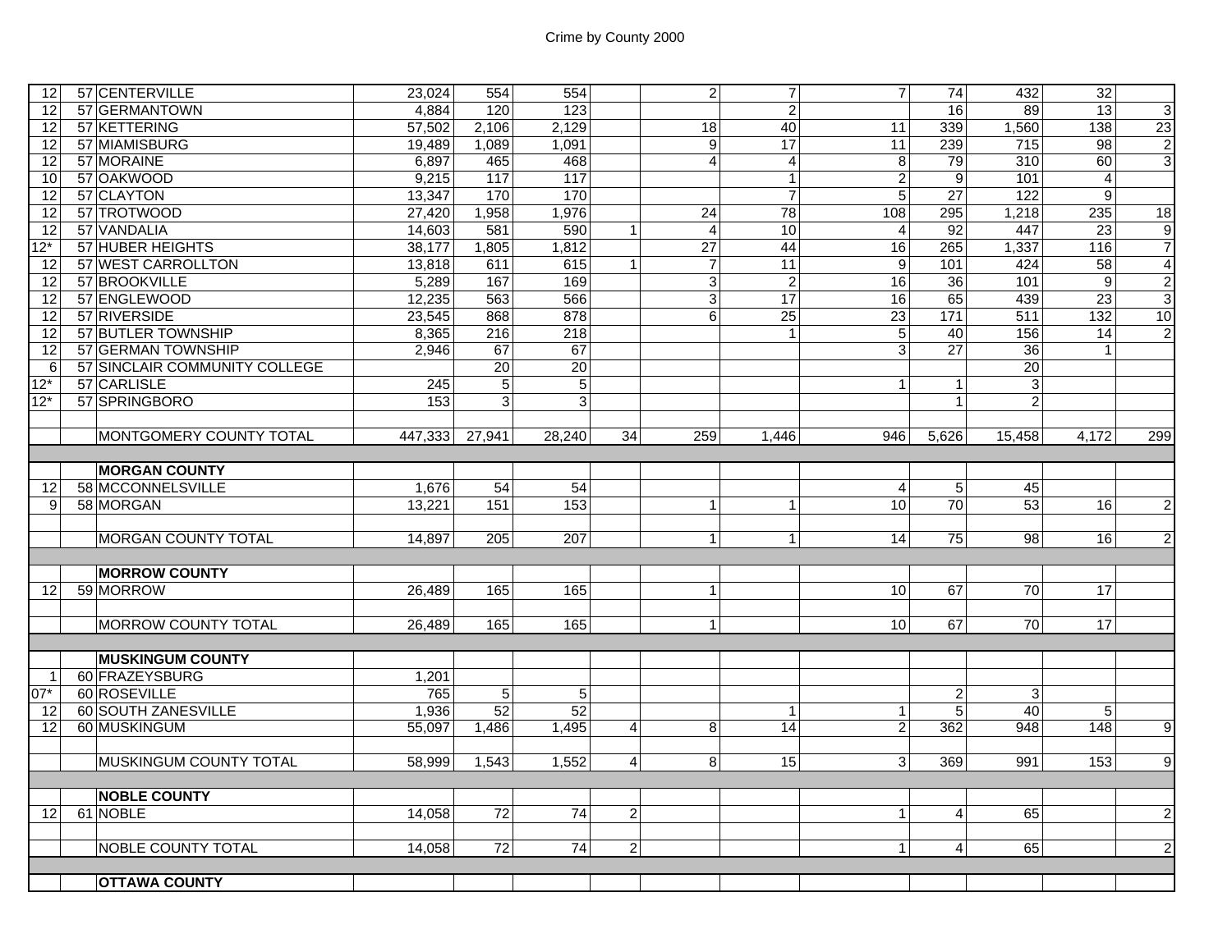| | | | | | | | | | | | | | |
|---|---|---|---|---|---|---|---|---|---|---|---|---|---|
| 12 | 57 | CENTERVILLE | 23,024 | 554 | 554 | | 2 | 7 | 7 | 74 | 432 | 32 | |
| 12 | 57 | GERMANTOWN | 4,884 | 120 | 123 | | | 2 | | 16 | 89 | 13 | 3 |
| 12 | 57 | KETTERING | 57,502 | 2,106 | 2,129 | | 18 | 40 | 11 | 339 | 1,560 | 138 | 23 |
| 12 | 57 | MIAMISBURG | 19,489 | 1,089 | 1,091 | | 9 | 17 | 11 | 239 | 715 | 98 | 2 |
| 12 | 57 | MORAINE | 6,897 | 465 | 468 | | 4 | 4 | 8 | 79 | 310 | 60 | 3 |
| 10 | 57 | OAKWOOD | 9,215 | 117 | 117 | | | 1 | 2 | 9 | 101 | 4 | |
| 12 | 57 | CLAYTON | 13,347 | 170 | 170 | | | 7 | 5 | 27 | 122 | 9 | |
| 12 | 57 | TROTWOOD | 27,420 | 1,958 | 1,976 | | 24 | 78 | 108 | 295 | 1,218 | 235 | 18 |
| 12 | 57 | VANDALIA | 14,603 | 581 | 590 | 1 | 4 | 10 | 4 | 92 | 447 | 23 | 9 |
| 12* | 57 | HUBER HEIGHTS | 38,177 | 1,805 | 1,812 | | 27 | 44 | 16 | 265 | 1,337 | 116 | 7 |
| 12 | 57 | WEST CARROLLTON | 13,818 | 611 | 615 | 1 | 7 | 11 | 9 | 101 | 424 | 58 | 4 |
| 12 | 57 | BROOKVILLE | 5,289 | 167 | 169 | | 3 | 2 | 16 | 36 | 101 | 9 | 2 |
| 12 | 57 | ENGLEWOOD | 12,235 | 563 | 566 | | 3 | 17 | 16 | 65 | 439 | 23 | 3 |
| 12 | 57 | RIVERSIDE | 23,545 | 868 | 878 | | 6 | 25 | 23 | 171 | 511 | 132 | 10 |
| 12 | 57 | BUTLER TOWNSHIP | 8,365 | 216 | 218 | | | 1 | 5 | 40 | 156 | 14 | 2 |
| 12 | 57 | GERMAN TOWNSHIP | 2,946 | 67 | 67 | | | | 3 | 27 | 36 | 1 | |
| 6 | 57 | SINCLAIR COMMUNITY COLLEGE | | 20 | 20 | | | | | | 20 | | |
| 12* | 57 | CARLISLE | 245 | 5 | 5 | | | | 1 | 1 | 3 | | |
| 12* | 57 | SPRINGBORO | 153 | 3 | 3 | | | | | 1 | 2 | | |
| | | | | | | | | | | | | | |
| | | MONTGOMERY COUNTY TOTAL | 447,333 | 27,941 | 28,240 | 34 | 259 | 1,446 | 946 | 5,626 | 15,458 | 4,172 | 299 |
| | | | | | | | | | | | | | |
| | | **MORGAN COUNTY** | | | | | | | | | | | |
| 12 | 58 | MCCONNELSVILLE | 1,676 | 54 | 54 | | | | 4 | 5 | 45 | | |
| 9 | 58 | MORGAN | 13,221 | 151 | 153 | | 1 | 1 | 10 | 70 | 53 | 16 | 2 |
| | | | | | | | | | | | | | |
| | | MORGAN COUNTY TOTAL | 14,897 | 205 | 207 | | 1 | 1 | 14 | 75 | 98 | 16 | 2 |
| | | | | | | | | | | | | | |
| | | **MORROW COUNTY** | | | | | | | | | | | |
| 12 | 59 | MORROW | 26,489 | 165 | 165 | | 1 | | 10 | 67 | 70 | 17 | |
| | | | | | | | | | | | | | |
| | | MORROW COUNTY TOTAL | 26,489 | 165 | 165 | | 1 | | 10 | 67 | 70 | 17 | |
| | | | | | | | | | | | | | |
| | | **MUSKINGUM COUNTY** | | | | | | | | | | | |
| 1 | 60 | FRAZEYSBURG | 1,201 | | | | | | | | | | |
| 07* | 60 | ROSEVILLE | 765 | 5 | 5 | | | | | 2 | 3 | | |
| 12 | 60 | SOUTH ZANESVILLE | 1,936 | 52 | 52 | | | 1 | 1 | 5 | 40 | 5 | |
| 12 | 60 | MUSKINGUM | 55,097 | 1,486 | 1,495 | 4 | 8 | 14 | 2 | 362 | 948 | 148 | 9 |
| | | | | | | | | | | | | | |
| | | MUSKINGUM COUNTY TOTAL | 58,999 | 1,543 | 1,552 | 4 | 8 | 15 | 3 | 369 | 991 | 153 | 9 |
| | | | | | | | | | | | | | |
| | | **NOBLE COUNTY** | | | | | | | | | | | |
| 12 | 61 | NOBLE | 14,058 | 72 | 74 | 2 | | | 1 | 4 | 65 | | 2 |
| | | | | | | | | | | | | | |
| | | NOBLE COUNTY TOTAL | 14,058 | 72 | 74 | 2 | | | 1 | 4 | 65 | | 2 |
| | | | | | | | | | | | | | |
| | | **OTTAWA COUNTY** | | | | | | | | | | | |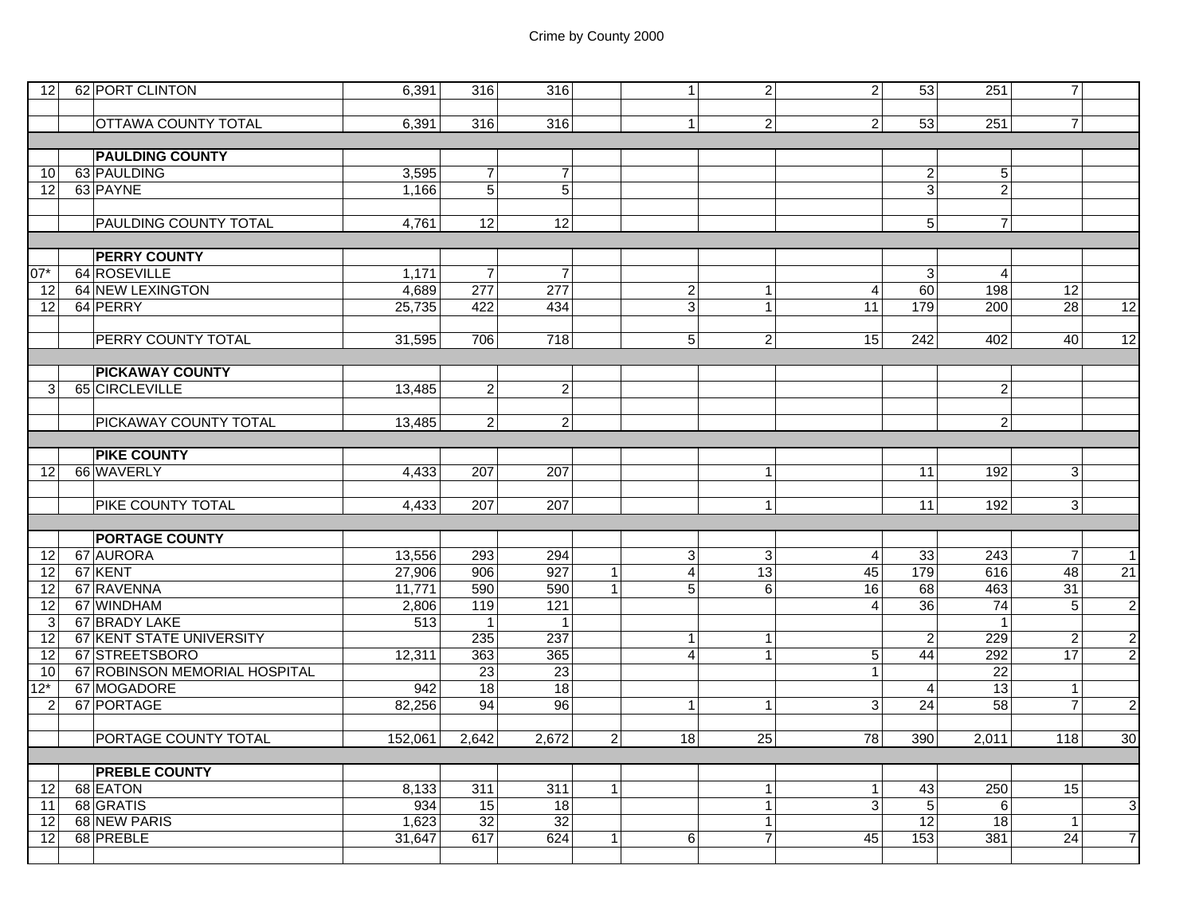# Crime by County 2000

| | | | | | | | | | | | | | |
|---|---|---|---|---|---|---|---|---|---|---|---|---|---|
| 12 | 62 | PORT CLINTON | 6,391 | 316 | 316 | | 1 | 2 | 2 | 53 | 251 | 7 | |
| | | | | | | | | | | | | | |
| | | OTTAWA COUNTY TOTAL | 6,391 | 316 | 316 | | 1 | 2 | 2 | 53 | 251 | 7 | |
| | | | | | | | | | | | | | |
| | | **PAULDING COUNTY** | | | | | | | | | | | |
| 10 | 63 | PAULDING | 3,595 | 7 | 7 | | | | | 2 | 5 | | |
| 12 | 63 | PAYNE | 1,166 | 5 | 5 | | | | | 3 | 2 | | |
| | | | | | | | | | | | | | |
| | | PAULDING COUNTY TOTAL | 4,761 | 12 | 12 | | | | | 5 | 7 | | |
| | | | | | | | | | | | | | |
| | | **PERRY COUNTY** | | | | | | | | | | | |
| 07* | 64 | ROSEVILLE | 1,171 | 7 | 7 | | | | | 3 | 4 | | |
| 12 | 64 | NEW LEXINGTON | 4,689 | 277 | 277 | | 2 | 1 | 4 | 60 | 198 | 12 | |
| 12 | 64 | PERRY | 25,735 | 422 | 434 | | 3 | 1 | 11 | 179 | 200 | 28 | 12 |
| | | | | | | | | | | | | | |
| | | PERRY COUNTY TOTAL | 31,595 | 706 | 718 | | 5 | 2 | 15 | 242 | 402 | 40 | 12 |
| | | | | | | | | | | | | | |
| | | **PICKAWAY COUNTY** | | | | | | | | | | | |
| 3 | 65 | CIRCLEVILLE | 13,485 | 2 | 2 | | | | | | 2 | | |
| | | | | | | | | | | | | | |
| | | PICKAWAY COUNTY TOTAL | 13,485 | 2 | 2 | | | | | | 2 | | |
| | | | | | | | | | | | | | |
| | | **PIKE COUNTY** | | | | | | | | | | | |
| 12 | 66 | WAVERLY | 4,433 | 207 | 207 | | | 1 | | 11 | 192 | 3 | |
| | | | | | | | | | | | | | |
| | | PIKE COUNTY TOTAL | 4,433 | 207 | 207 | | | 1 | | 11 | 192 | 3 | |
| | | | | | | | | | | | | | |
| | | **PORTAGE COUNTY** | | | | | | | | | | | |
| 12 | 67 | AURORA | 13,556 | 293 | 294 | | 3 | 3 | 4 | 33 | 243 | 7 | 1 |
| 12 | 67 | KENT | 27,906 | 906 | 927 | 1 | 4 | 13 | 45 | 179 | 616 | 48 | 21 |
| 12 | 67 | RAVENNA | 11,771 | 590 | 590 | 1 | 5 | 6 | 16 | 68 | 463 | 31 | |
| 12 | 67 | WINDHAM | 2,806 | 119 | 121 | | | | 4 | 36 | 74 | 5 | 2 |
| 3 | 67 | BRADY LAKE | 513 | 1 | 1 | | | | | | 1 | | |
| 12 | 67 | KENT STATE UNIVERSITY | | 235 | 237 | | 1 | 1 | | 2 | 229 | 2 | 2 |
| 12 | 67 | STREETSBORO | 12,311 | 363 | 365 | | 4 | 1 | 5 | 44 | 292 | 17 | 2 |
| 10 | 67 | ROBINSON MEMORIAL HOSPITAL | | 23 | 23 | | | | 1 | | 22 | | |
| 12* | 67 | MOGADORE | 942 | 18 | 18 | | | | | 4 | 13 | 1 | |
| 2 | 67 | PORTAGE | 82,256 | 94 | 96 | | 1 | 1 | 3 | 24 | 58 | 7 | 2 |
| | | | | | | | | | | | | | |
| | | PORTAGE COUNTY TOTAL | 152,061 | 2,642 | 2,672 | 2 | 18 | 25 | 78 | 390 | 2,011 | 118 | 30 |
| | | | | | | | | | | | | | |
| | | **PREBLE COUNTY** | | | | | | | | | | | |
| 12 | 68 | EATON | 8,133 | 311 | 311 | 1 | | 1 | 1 | 43 | 250 | 15 | |
| 11 | 68 | GRATIS | 934 | 15 | 18 | | | 1 | 3 | 5 | 6 | | 3 |
| 12 | 68 | NEW PARIS | 1,623 | 32 | 32 | | | 1 | | 12 | 18 | 1 | |
| 12 | 68 | PREBLE | 31,647 | 617 | 624 | 1 | 6 | 7 | 45 | 153 | 381 | 24 | 7 |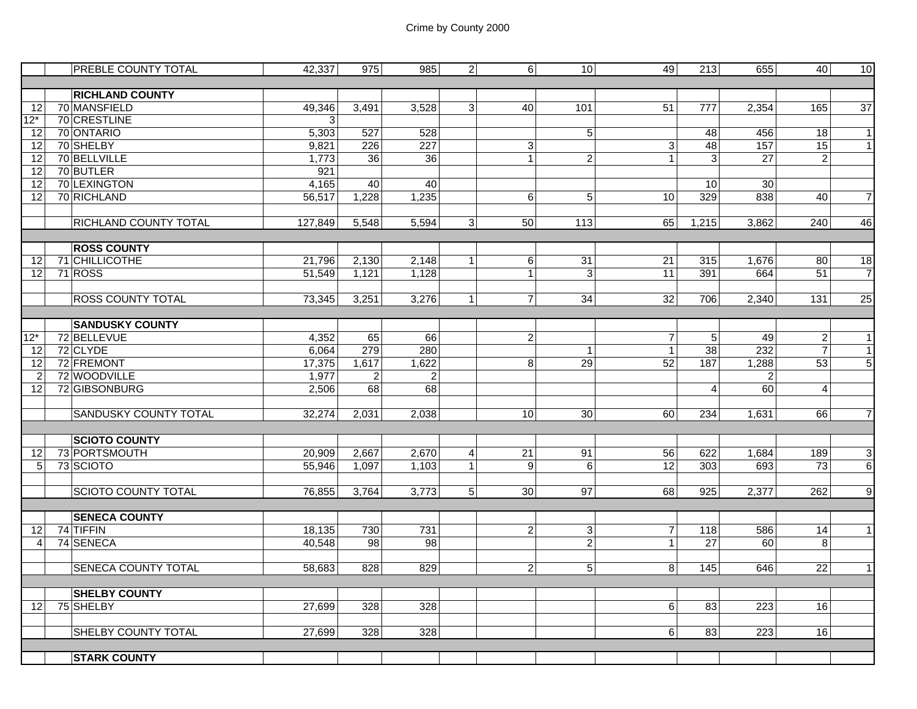# Crime by County 2000

| | | | | | | | | | | | | | |
|---|---|---|---|---|---|---|---|---|---|---|---|---|---|
| | | PREBLE COUNTY TOTAL | 42,337 | 975 | 985 | 2 | 6 | 10 | 49 | 213 | 655 | 40 | 10 |
| | | | | | | | | | | | | | |
| | | **RICHLAND COUNTY** | | | | | | | | | | | |
| 12 | 70 | MANSFIELD | 49,346 | 3,491 | 3,528 | 3 | 40 | 101 | 51 | 777 | 2,354 | 165 | 37 |
| 12* | 70 | CRESTLINE | 3 | | | | | | | | | | |
| 12 | 70 | ONTARIO | 5,303 | 527 | 528 | | | 5 | | 48 | 456 | 18 | 1 |
| 12 | 70 | SHELBY | 9,821 | 226 | 227 | | 3 | | 3 | 48 | 157 | 15 | 1 |
| 12 | 70 | BELLVILLE | 1,773 | 36 | 36 | | 1 | 2 | 1 | 3 | 27 | 2 | |
| 12 | 70 | BUTLER | 921 | | | | | | | | | | |
| 12 | 70 | LEXINGTON | 4,165 | 40 | 40 | | | | | 10 | 30 | | |
| 12 | 70 | RICHLAND | 56,517 | 1,228 | 1,235 | | 6 | 5 | 10 | 329 | 838 | 40 | 7 |
| | | | | | | | | | | | | | |
| | | RICHLAND COUNTY TOTAL | 127,849 | 5,548 | 5,594 | 3 | 50 | 113 | 65 | 1,215 | 3,862 | 240 | 46 |
| | | | | | | | | | | | | | |
| | | **ROSS COUNTY** | | | | | | | | | | | |
| 12 | 71 | CHILLICOTHE | 21,796 | 2,130 | 2,148 | 1 | 6 | 31 | 21 | 315 | 1,676 | 80 | 18 |
| 12 | 71 | ROSS | 51,549 | 1,121 | 1,128 | | 1 | 3 | 11 | 391 | 664 | 51 | 7 |
| | | | | | | | | | | | | | |
| | | ROSS COUNTY TOTAL | 73,345 | 3,251 | 3,276 | 1 | 7 | 34 | 32 | 706 | 2,340 | 131 | 25 |
| | | | | | | | | | | | | | |
| | | **SANDUSKY COUNTY** | | | | | | | | | | | |
| 12* | 72 | BELLEVUE | 4,352 | 65 | 66 | | 2 | | 7 | 5 | 49 | 2 | 1 |
| 12 | 72 | CLYDE | 6,064 | 279 | 280 | | | 1 | 1 | 38 | 232 | 7 | 1 |
| 12 | 72 | FREMONT | 17,375 | 1,617 | 1,622 | | 8 | 29 | 52 | 187 | 1,288 | 53 | 5 |
| 2 | 72 | WOODVILLE | 1,977 | 2 | 2 | | | | | | 2 | | |
| 12 | 72 | GIBSONBURG | 2,506 | 68 | 68 | | | | | 4 | 60 | 4 | |
| | | | | | | | | | | | | | |
| | | SANDUSKY COUNTY TOTAL | 32,274 | 2,031 | 2,038 | | 10 | 30 | 60 | 234 | 1,631 | 66 | 7 |
| | | | | | | | | | | | | | |
| | | **SCIOTO COUNTY** | | | | | | | | | | | |
| 12 | 73 | PORTSMOUTH | 20,909 | 2,667 | 2,670 | 4 | 21 | 91 | 56 | 622 | 1,684 | 189 | 3 |
| 5 | 73 | SCIOTO | 55,946 | 1,097 | 1,103 | 1 | 9 | 6 | 12 | 303 | 693 | 73 | 6 |
| | | | | | | | | | | | | | |
| | | SCIOTO COUNTY TOTAL | 76,855 | 3,764 | 3,773 | 5 | 30 | 97 | 68 | 925 | 2,377 | 262 | 9 |
| | | | | | | | | | | | | | |
| | | **SENECA COUNTY** | | | | | | | | | | | |
| 12 | 74 | TIFFIN | 18,135 | 730 | 731 | | 2 | 3 | 7 | 118 | 586 | 14 | 1 |
| 4 | 74 | SENECA | 40,548 | 98 | 98 | | | 2 | 1 | 27 | 60 | 8 | |
| | | | | | | | | | | | | | |
| | | SENECA COUNTY TOTAL | 58,683 | 828 | 829 | | 2 | 5 | 8 | 145 | 646 | 22 | 1 |
| | | | | | | | | | | | | | |
| | | **SHELBY COUNTY** | | | | | | | | | | | |
| 12 | 75 | SHELBY | 27,699 | 328 | 328 | | | | 6 | 83 | 223 | 16 | |
| | | | | | | | | | | | | | |
| | | SHELBY COUNTY TOTAL | 27,699 | 328 | 328 | | | | 6 | 83 | 223 | 16 | |
| | | | | | | | | | | | | | |
| | | **STARK COUNTY** | | | | | | | | | | | |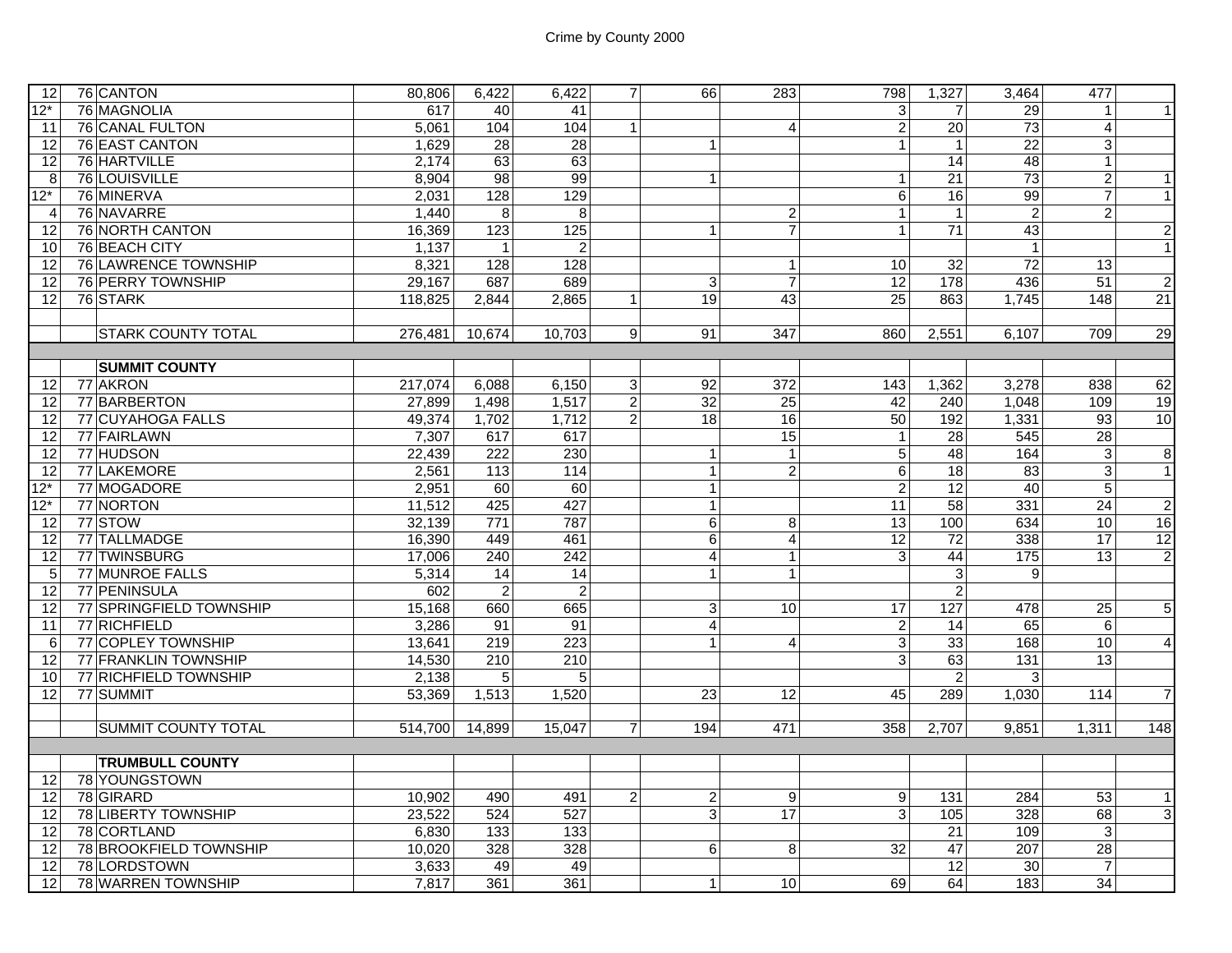| | | | | | | | | | | | | | | |
|---|---|---|---|---|---|---|---|---|---|---|---|---|---|---|
| 12 | 76 | CANTON | 80,806 | 6,422 | 6,422 | 7 | 66 | 283 | 798 | 1,327 | 3,464 | 477 | |
| 12* | 76 | MAGNOLIA | 617 | 40 | 41 | | | | 3 | 7 | 29 | 1 | 1 |
| 11 | 76 | CANAL FULTON | 5,061 | 104 | 104 | 1 | | 4 | 2 | 20 | 73 | 4 | |
| 12 | 76 | EAST CANTON | 1,629 | 28 | 28 | | 1 | | 1 | 1 | 22 | 3 | |
| 12 | 76 | HARTVILLE | 2,174 | 63 | 63 | | | | | 14 | 48 | 1 | |
| 8 | 76 | LOUISVILLE | 8,904 | 98 | 99 | | 1 | | 1 | 21 | 73 | 2 | 1 |
| 12* | 76 | MINERVA | 2,031 | 128 | 129 | | | | 6 | 16 | 99 | 7 | 1 |
| 4 | 76 | NAVARRE | 1,440 | 8 | 8 | | | 2 | 1 | 1 | 2 | 2 | |
| 12 | 76 | NORTH CANTON | 16,369 | 123 | 125 | | 1 | 7 | 1 | 71 | 43 | | 2 |
| 10 | 76 | BEACH CITY | 1,137 | 1 | 2 | | | | | | 1 | | 1 |
| 12 | 76 | LAWRENCE TOWNSHIP | 8,321 | 128 | 128 | | | 1 | 10 | 32 | 72 | 13 | |
| 12 | 76 | PERRY TOWNSHIP | 29,167 | 687 | 689 | | 3 | 7 | 12 | 178 | 436 | 51 | 2 |
| 12 | 76 | STARK | 118,825 | 2,844 | 2,865 | 1 | 19 | 43 | 25 | 863 | 1,745 | 148 | 21 |
| | | | | | | | | | | | | | |
| | | STARK COUNTY TOTAL | 276,481 | 10,674 | 10,703 | 9 | 91 | 347 | 860 | 2,551 | 6,107 | 709 | 29 |
| | | | | | | | | | | | | | |
| | | **SUMMIT COUNTY** | | | | | | | | | | | |
| 12 | 77 | AKRON | 217,074 | 6,088 | 6,150 | 3 | 92 | 372 | 143 | 1,362 | 3,278 | 838 | 62 |
| 12 | 77 | BARBERTON | 27,899 | 1,498 | 1,517 | 2 | 32 | 25 | 42 | 240 | 1,048 | 109 | 19 |
| 12 | 77 | CUYAHOGA FALLS | 49,374 | 1,702 | 1,712 | 2 | 18 | 16 | 50 | 192 | 1,331 | 93 | 10 |
| 12 | 77 | FAIRLAWN | 7,307 | 617 | 617 | | | 15 | 1 | 28 | 545 | 28 | |
| 12 | 77 | HUDSON | 22,439 | 222 | 230 | | 1 | 1 | 5 | 48 | 164 | 3 | 8 |
| 12 | 77 | LAKEMORE | 2,561 | 113 | 114 | | 1 | 2 | 6 | 18 | 83 | 3 | 1 |
| 12* | 77 | MOGADORE | 2,951 | 60 | 60 | | 1 | | 2 | 12 | 40 | 5 | |
| 12* | 77 | NORTON | 11,512 | 425 | 427 | | 1 | | 11 | 58 | 331 | 24 | 2 |
| 12 | 77 | STOW | 32,139 | 771 | 787 | | 6 | 8 | 13 | 100 | 634 | 10 | 16 |
| 12 | 77 | TALLMADGE | 16,390 | 449 | 461 | | 6 | 4 | 12 | 72 | 338 | 17 | 12 |
| 12 | 77 | TWINSBURG | 17,006 | 240 | 242 | | 4 | 1 | 3 | 44 | 175 | 13 | 2 |
| 5 | 77 | MUNROE FALLS | 5,314 | 14 | 14 | | 1 | 1 | | 3 | 9 | | |
| 12 | 77 | PENINSULA | 602 | 2 | 2 | | | | | 2 | | | |
| 12 | 77 | SPRINGFIELD TOWNSHIP | 15,168 | 660 | 665 | | 3 | 10 | 17 | 127 | 478 | 25 | 5 |
| 11 | 77 | RICHFIELD | 3,286 | 91 | 91 | | 4 | | 2 | 14 | 65 | 6 | |
| 6 | 77 | COPLEY TOWNSHIP | 13,641 | 219 | 223 | | 1 | 4 | 3 | 33 | 168 | 10 | 4 |
| 12 | 77 | FRANKLIN TOWNSHIP | 14,530 | 210 | 210 | | | | 3 | 63 | 131 | 13 | |
| 10 | 77 | RICHFIELD TOWNSHIP | 2,138 | 5 | 5 | | | | | 2 | 3 | | |
| 12 | 77 | SUMMIT | 53,369 | 1,513 | 1,520 | | 23 | 12 | 45 | 289 | 1,030 | 114 | 7 |
| | | | | | | | | | | | | | |
| | | SUMMIT COUNTY TOTAL | 514,700 | 14,899 | 15,047 | 7 | 194 | 471 | 358 | 2,707 | 9,851 | 1,311 | 148 |
| | | | | | | | | | | | | | |
| | | **TRUMBULL COUNTY** | | | | | | | | | | | |
| 12 | 78 | YOUNGSTOWN | | | | | | | | | | | |
| 12 | 78 | GIRARD | 10,902 | 490 | 491 | 2 | 2 | 9 | 9 | 131 | 284 | 53 | 1 |
| 12 | 78 | LIBERTY TOWNSHIP | 23,522 | 524 | 527 | | 3 | 17 | 3 | 105 | 328 | 68 | 3 |
| 12 | 78 | CORTLAND | 6,830 | 133 | 133 | | | | | 21 | 109 | 3 | |
| 12 | 78 | BROOKFIELD TOWNSHIP | 10,020 | 328 | 328 | | 6 | 8 | 32 | 47 | 207 | 28 | |
| 12 | 78 | LORDSTOWN | 3,633 | 49 | 49 | | | | | 12 | 30 | 7 | |
| 12 | 78 | WARREN TOWNSHIP | 7,817 | 361 | 361 | | 1 | 10 | 69 | 64 | 183 | 34 | |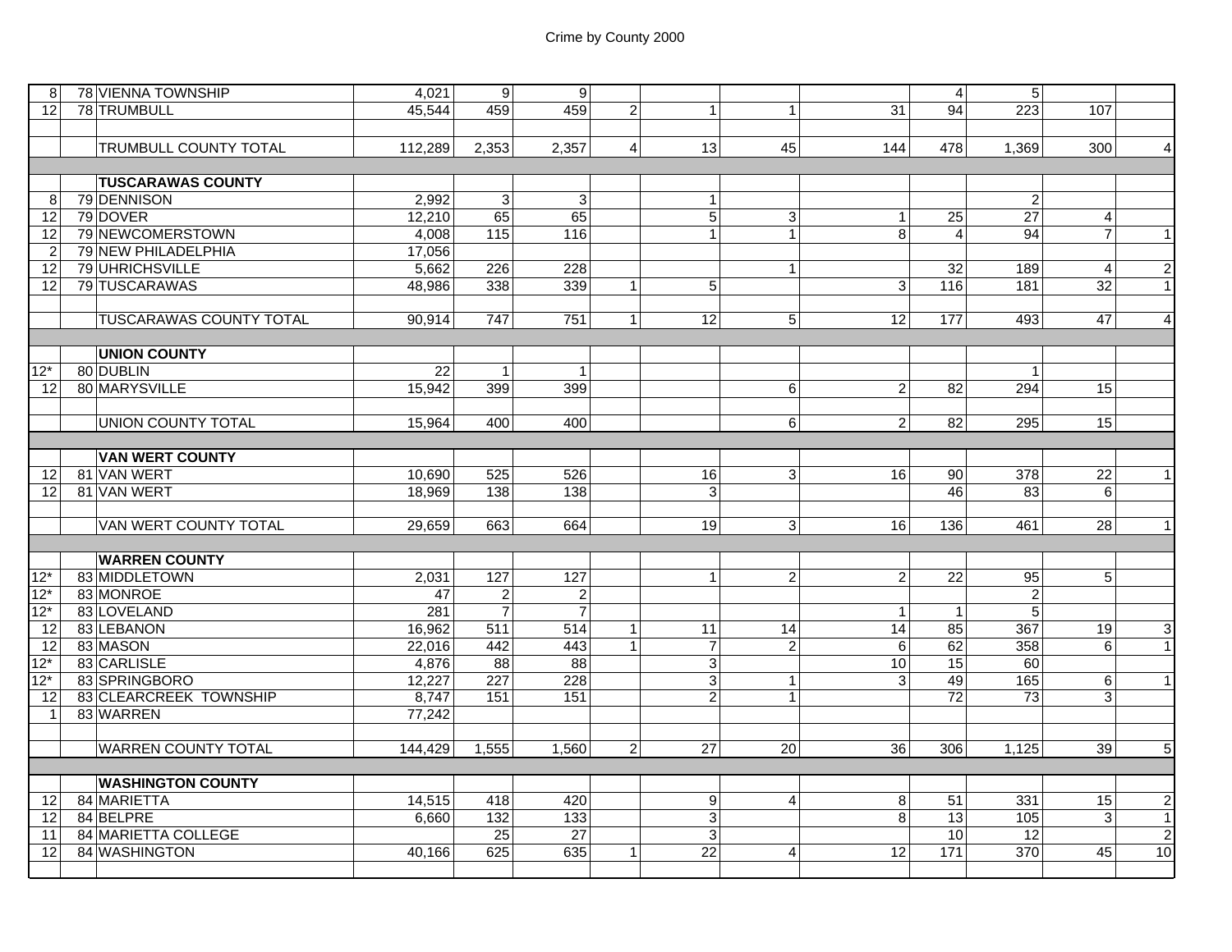# Crime by County 2000

| | | | | | | | | | | | | | |
|---|---|---|---|---|---|---|---|---|---|---|---|---|---|
| 8 | 78 | VIENNA TOWNSHIP | 4,021 | 9 | 9 | | | | | 4 | 5 | | |
| 12 | 78 | TRUMBULL | 45,544 | 459 | 459 | 2 | 1 | 1 | 31 | 94 | 223 | 107 | |
| | | | | | | | | | | | | | |
| | | TRUMBULL COUNTY TOTAL | 112,289 | 2,353 | 2,357 | 4 | 13 | 45 | 144 | 478 | 1,369 | 300 | 4 |
| | | | | | | | | | | | | | |
| | | **TUSCARAWAS COUNTY** | | | | | | | | | | | |
| 8 | 79 | DENNISON | 2,992 | 3 | 3 | | 1 | | | | 2 | | |
| 12 | 79 | DOVER | 12,210 | 65 | 65 | | 5 | 3 | 1 | 25 | 27 | 4 | |
| 12 | 79 | NEWCOMERSTOWN | 4,008 | 115 | 116 | | 1 | 1 | 8 | 4 | 94 | 7 | 1 |
| 2 | 79 | NEW PHILADELPHIA | 17,056 | | | | | | | | | | |
| 12 | 79 | UHRICHSVILLE | 5,662 | 226 | 228 | | | 1 | | 32 | 189 | 4 | 2 |
| 12 | 79 | TUSCARAWAS | 48,986 | 338 | 339 | 1 | 5 | | 3 | 116 | 181 | 32 | 1 |
| | | | | | | | | | | | | | |
| | | TUSCARAWAS COUNTY TOTAL | 90,914 | 747 | 751 | 1 | 12 | 5 | 12 | 177 | 493 | 47 | 4 |
| | | | | | | | | | | | | | |
| | | **UNION COUNTY** | | | | | | | | | | | |
| 12* | 80 | DUBLIN | 22 | 1 | 1 | | | | | | 1 | | |
| 12 | 80 | MARYSVILLE | 15,942 | 399 | 399 | | | 6 | 2 | 82 | 294 | 15 | |
| | | | | | | | | | | | | | |
| | | UNION COUNTY TOTAL | 15,964 | 400 | 400 | | | 6 | 2 | 82 | 295 | 15 | |
| | | | | | | | | | | | | | |
| | | **VAN WERT COUNTY** | | | | | | | | | | | |
| 12 | 81 | VAN WERT | 10,690 | 525 | 526 | | 16 | 3 | 16 | 90 | 378 | 22 | 1 |
| 12 | 81 | VAN WERT | 18,969 | 138 | 138 | | 3 | | | 46 | 83 | 6 | |
| | | | | | | | | | | | | | |
| | | VAN WERT COUNTY TOTAL | 29,659 | 663 | 664 | | 19 | 3 | 16 | 136 | 461 | 28 | 1 |
| | | | | | | | | | | | | | |
| | | **WARREN COUNTY** | | | | | | | | | | | |
| 12* | 83 | MIDDLETOWN | 2,031 | 127 | 127 | | 1 | 2 | 2 | 22 | 95 | 5 | |
| 12* | 83 | MONROE | 47 | 2 | 2 | | | | | | 2 | | |
| 12* | 83 | LOVELAND | 281 | 7 | 7 | | | | 1 | 1 | 5 | | |
| 12 | 83 | LEBANON | 16,962 | 511 | 514 | 1 | 11 | 14 | 14 | 85 | 367 | 19 | 3 |
| 12 | 83 | MASON | 22,016 | 442 | 443 | 1 | 7 | 2 | 6 | 62 | 358 | 6 | 1 |
| 12* | 83 | CARLISLE | 4,876 | 88 | 88 | | 3 | | 10 | 15 | 60 | | |
| 12* | 83 | SPRINGBORO | 12,227 | 227 | 228 | | 3 | 1 | 3 | 49 | 165 | 6 | 1 |
| 12 | 83 | CLEARCREEK TOWNSHIP | 8,747 | 151 | 151 | | 2 | 1 | | 72 | 73 | 3 | |
| 1 | 83 | WARREN | 77,242 | | | | | | | | | | |
| | | | | | | | | | | | | | |
| | | WARREN COUNTY TOTAL | 144,429 | 1,555 | 1,560 | 2 | 27 | 20 | 36 | 306 | 1,125 | 39 | 5 |
| | | | | | | | | | | | | | |
| | | **WASHINGTON COUNTY** | | | | | | | | | | | |
| 12 | 84 | MARIETTA | 14,515 | 418 | 420 | | 9 | 4 | 8 | 51 | 331 | 15 | 2 |
| 12 | 84 | BELPRE | 6,660 | 132 | 133 | | 3 | | 8 | 13 | 105 | 3 | 1 |
| 11 | 84 | MARIETTA COLLEGE | | 25 | 27 | | 3 | | | 10 | 12 | | 2 |
| 12 | 84 | WASHINGTON | 40,166 | 625 | 635 | 1 | 22 | 4 | 12 | 171 | 370 | 45 | 10 |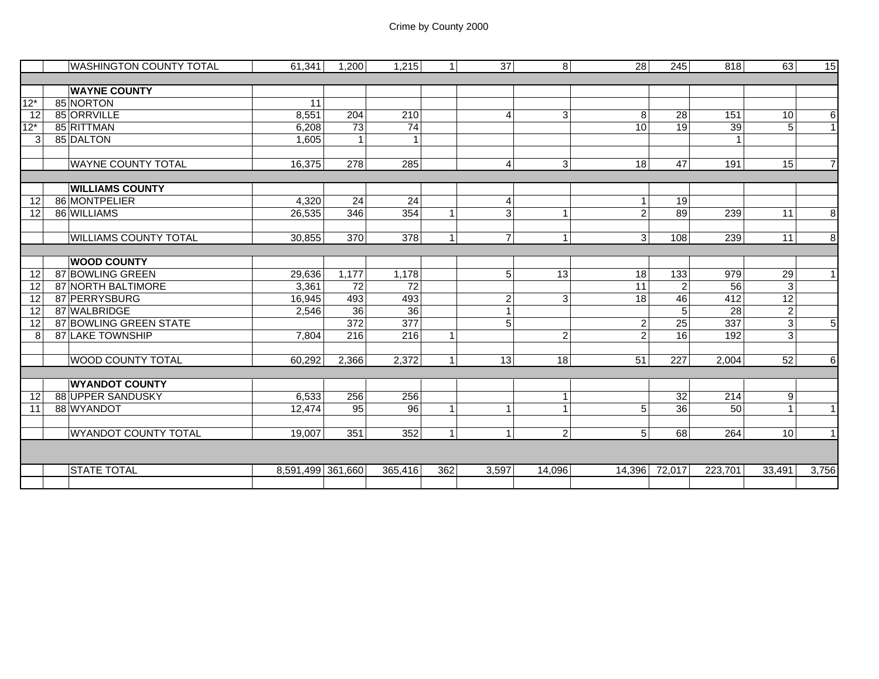| | | | | | | | | | | | | | |
|---|---|---|---|---|---|---|---|---|---|---|---|---|---|
| | | WASHINGTON COUNTY TOTAL | 61,341 | 1,200 | 1,215 | 1 | 37 | 8 | 28 | 245 | 818 | 63 | 15 |
| | | **WAYNE COUNTY** | | | | | | | | | | | |
| 12* | 85 | NORTON | 11 | | | | | | | | | | |
| 12 | 85 | ORRVILLE | 8,551 | 204 | 210 | | 4 | 3 | 8 | 28 | 151 | 10 | 6 |
| 12* | 85 | RITTMAN | 6,208 | 73 | 74 | | | | 10 | 19 | 39 | 5 | 1 |
| 3 | 85 | DALTON | 1,605 | 1 | 1 | | | | | | 1 | | |
| | | WAYNE COUNTY TOTAL | 16,375 | 278 | 285 | | 4 | 3 | 18 | 47 | 191 | 15 | 7 |
| | | **WILLIAMS COUNTY** | | | | | | | | | | | |
| 12 | 86 | MONTPELIER | 4,320 | 24 | 24 | | 4 | | 1 | 19 | | | |
| 12 | 86 | WILLIAMS | 26,535 | 346 | 354 | 1 | 3 | 1 | 2 | 89 | 239 | 11 | 8 |
| | | WILLIAMS COUNTY TOTAL | 30,855 | 370 | 378 | 1 | 7 | 1 | 3 | 108 | 239 | 11 | 8 |
| | | **WOOD COUNTY** | | | | | | | | | | | |
| 12 | 87 | BOWLING GREEN | 29,636 | 1,177 | 1,178 | | 5 | 13 | 18 | 133 | 979 | 29 | 1 |
| 12 | 87 | NORTH BALTIMORE | 3,361 | 72 | 72 | | | | 11 | 2 | 56 | 3 | |
| 12 | 87 | PERRYSBURG | 16,945 | 493 | 493 | | 2 | 3 | 18 | 46 | 412 | 12 | |
| 12 | 87 | WALBRIDGE | 2,546 | 36 | 36 | | 1 | | | 5 | 28 | 2 | |
| 12 | 87 | BOWLING GREEN STATE | | 372 | 377 | | 5 | | 2 | 25 | 337 | 3 | 5 |
| 8 | 87 | LAKE TOWNSHIP | 7,804 | 216 | 216 | 1 | | 2 | 2 | 16 | 192 | 3 | |
| | | WOOD COUNTY TOTAL | 60,292 | 2,366 | 2,372 | 1 | 13 | 18 | 51 | 227 | 2,004 | 52 | 6 |
| | | **WYANDOT COUNTY** | | | | | | | | | | | |
| 12 | 88 | UPPER SANDUSKY | 6,533 | 256 | 256 | | | 1 | | 32 | 214 | 9 | |
| 11 | 88 | WYANDOT | 12,474 | 95 | 96 | 1 | 1 | 1 | 5 | 36 | 50 | 1 | 1 |
| | | WYANDOT COUNTY TOTAL | 19,007 | 351 | 352 | 1 | 1 | 2 | 5 | 68 | 264 | 10 | 1 |
| | | STATE TOTAL | 8,591,499 | 361,660 | 365,416 | 362 | 3,597 | 14,096 | 14,396 | 72,017 | 223,701 | 33,491 | 3,756 |